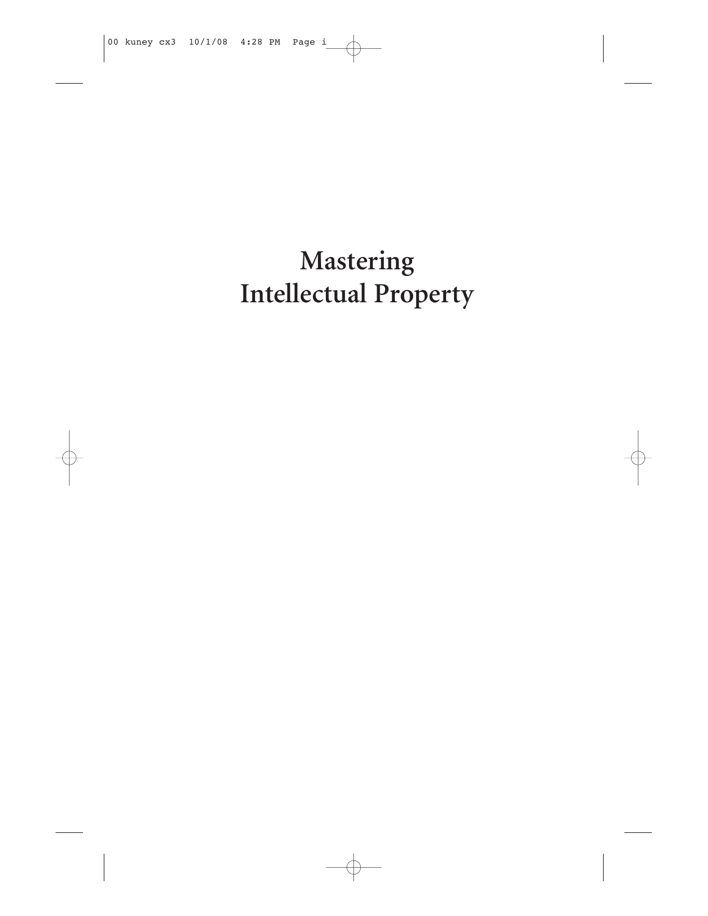# Mastering Intellectual Property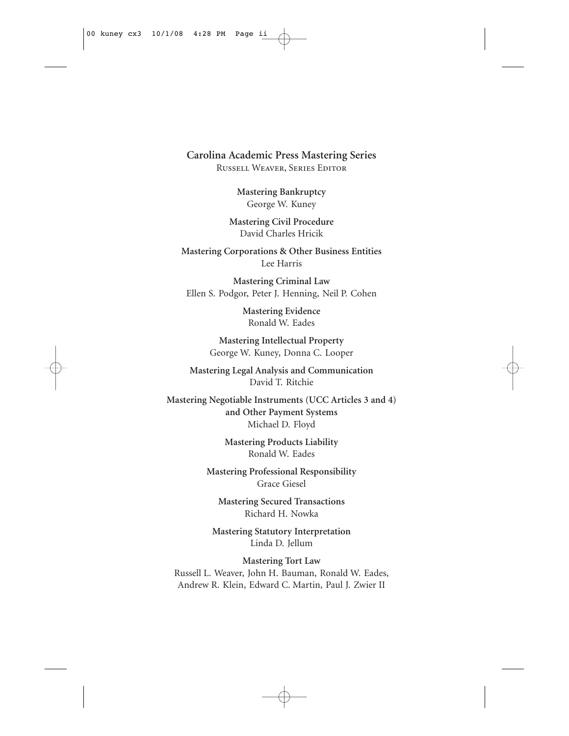**Carolina Academic Press Mastering Series**

Russell Weaver, Series Editor

**Mastering Bankruptcy**
George W. Kuney

**Mastering Civil Procedure**
David Charles Hricik

**Mastering Corporations & Other Business Entities**
Lee Harris

**Mastering Criminal Law**
Ellen S. Podgor, Peter J. Henning, Neil P. Cohen

**Mastering Evidence**
Ronald W. Eades

**Mastering Intellectual Property**
George W. Kuney, Donna C. Looper

**Mastering Legal Analysis and Communication**
David T. Ritchie

**Mastering Negotiable Instruments (UCC Articles 3 and 4) and Other Payment Systems**
Michael D. Floyd

**Mastering Products Liability**
Ronald W. Eades

**Mastering Professional Responsibility**
Grace Giesel

**Mastering Secured Transactions**
Richard H. Nowka

**Mastering Statutory Interpretation**
Linda D. Jellum

**Mastering Tort Law**
Russell L. Weaver, John H. Bauman, Ronald W. Eades, Andrew R. Klein, Edward C. Martin, Paul J. Zwier II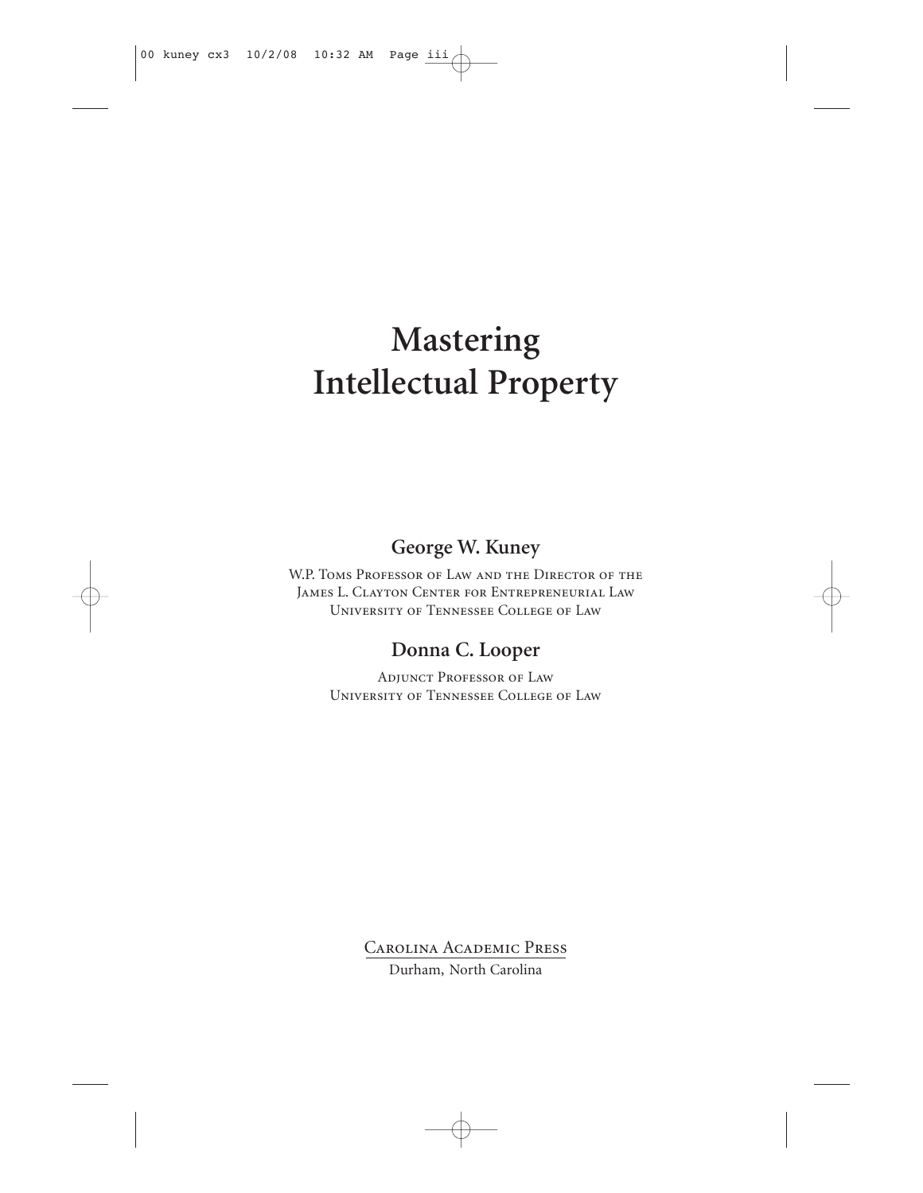# Mastering Intellectual Property

**George W. Kuney**

W.P. Toms Professor of Law and the Director of the James L. Clayton Center for Entrepreneurial Law
University of Tennessee College of Law

**Donna C. Looper**

Adjunct Professor of Law
University of Tennessee College of Law

Carolina Academic Press
Durham, North Carolina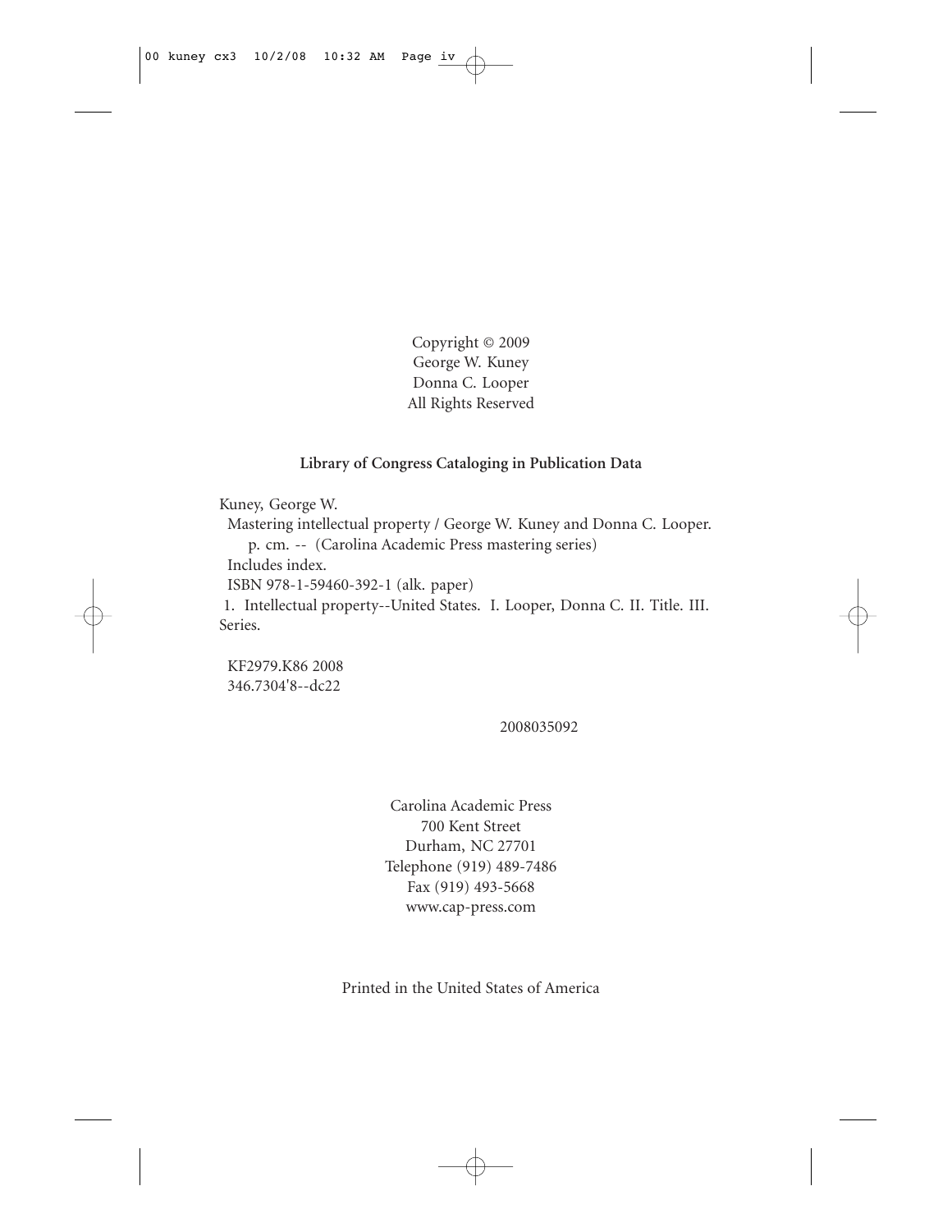Copyright © 2009
George W. Kuney
Donna C. Looper
All Rights Reserved

**Library of Congress Cataloging in Publication Data**

Kuney, George W.
Mastering intellectual property / George W. Kuney and Donna C. Looper.
p. cm. -- (Carolina Academic Press mastering series)
Includes index.
ISBN 978-1-59460-392-1 (alk. paper)
1. Intellectual property--United States. I. Looper, Donna C. II. Title. III. Series.

KF2979.K86 2008
346.7304'8--dc22

2008035092

Carolina Academic Press
700 Kent Street
Durham, NC 27701
Telephone (919) 489-7486
Fax (919) 493-5668
www.cap-press.com

Printed in the United States of America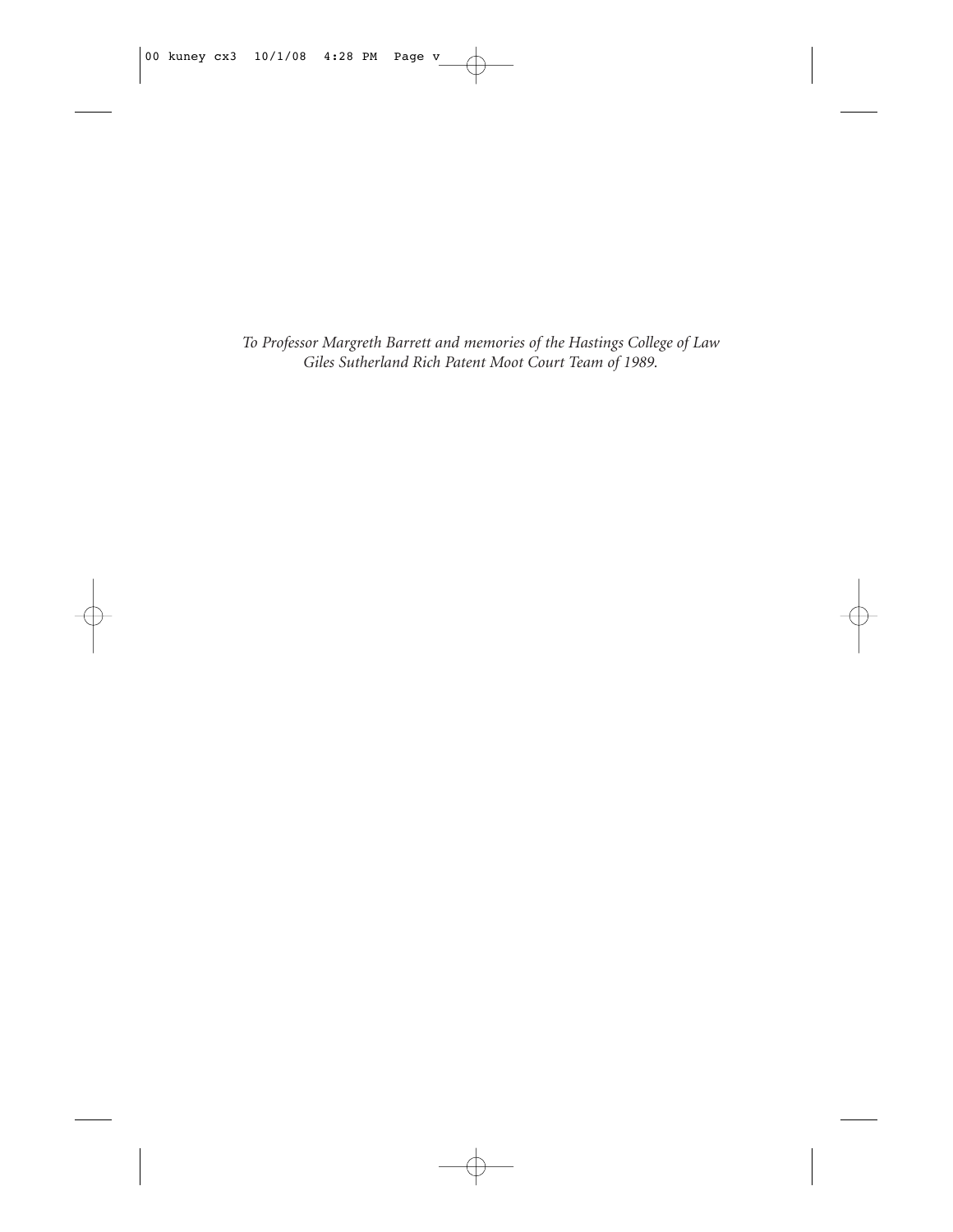*To Professor Margreth Barrett and memories of the Hastings College of Law Giles Sutherland Rich Patent Moot Court Team of 1989.*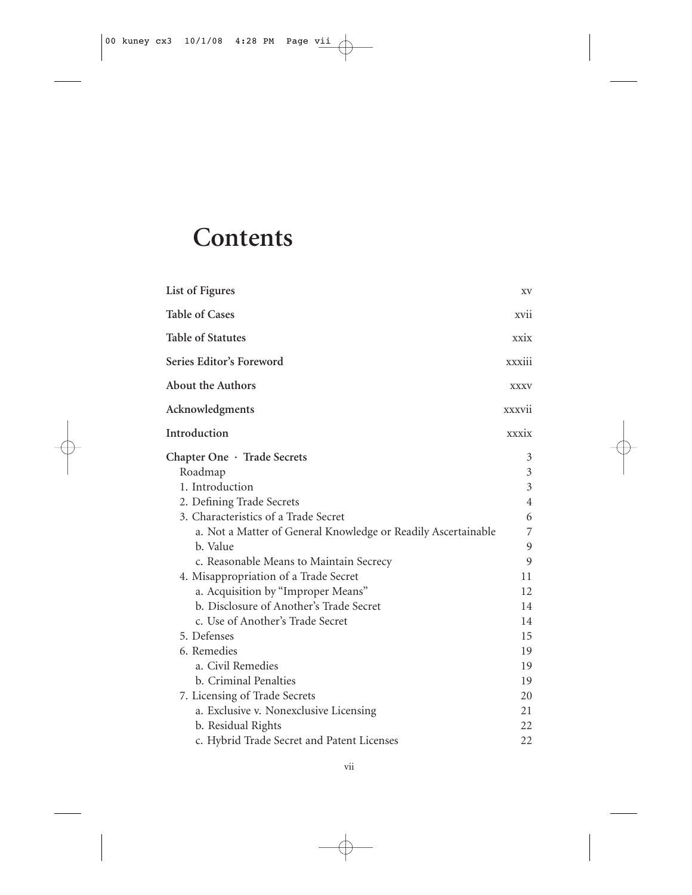# Contents

| | |
|---|---|
| **List of Figures** | xv |
| **Table of Cases** | xvii |
| **Table of Statutes** | xxix |
| **Series Editor's Foreword** | xxxiii |
| **About the Authors** | xxxv |
| **Acknowledgments** | xxxvii |
| **Introduction** | xxxix |
| **Chapter One · Trade Secrets** | 3 |
| Roadmap | 3 |
| 1. Introduction | 3 |
| 2. Defining Trade Secrets | 4 |
| 3. Characteristics of a Trade Secret | 6 |
| a. Not a Matter of General Knowledge or Readily Ascertainable | 7 |
| b. Value | 9 |
| c. Reasonable Means to Maintain Secrecy | 9 |
| 4. Misappropriation of a Trade Secret | 11 |
| a. Acquisition by "Improper Means" | 12 |
| b. Disclosure of Another's Trade Secret | 14 |
| c. Use of Another's Trade Secret | 14 |
| 5. Defenses | 15 |
| 6. Remedies | 19 |
| a. Civil Remedies | 19 |
| b. Criminal Penalties | 19 |
| 7. Licensing of Trade Secrets | 20 |
| a. Exclusive v. Nonexclusive Licensing | 21 |
| b. Residual Rights | 22 |
| c. Hybrid Trade Secret and Patent Licenses | 22 |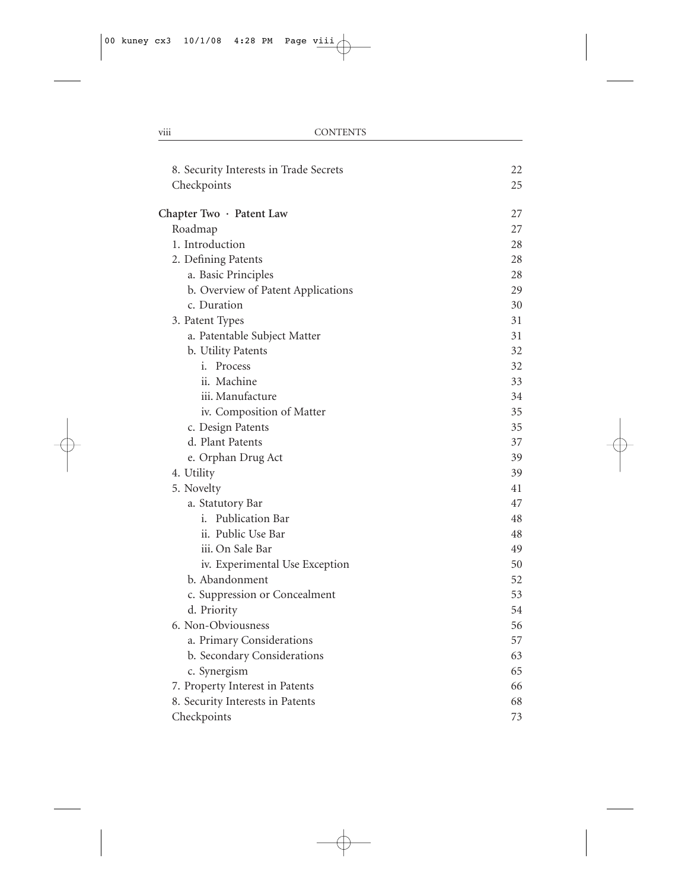| | |
|---|---|
| 8. Security Interests in Trade Secrets | 22 |
| Checkpoints | 25 |
| **Chapter Two · Patent Law** | 27 |
| Roadmap | 27 |
| 1. Introduction | 28 |
| 2. Defining Patents | 28 |
| a. Basic Principles | 28 |
| b. Overview of Patent Applications | 29 |
| c. Duration | 30 |
| 3. Patent Types | 31 |
| a. Patentable Subject Matter | 31 |
| b. Utility Patents | 32 |
| i. Process | 32 |
| ii. Machine | 33 |
| iii. Manufacture | 34 |
| iv. Composition of Matter | 35 |
| c. Design Patents | 35 |
| d. Plant Patents | 37 |
| e. Orphan Drug Act | 39 |
| 4. Utility | 39 |
| 5. Novelty | 41 |
| a. Statutory Bar | 47 |
| i. Publication Bar | 48 |
| ii. Public Use Bar | 48 |
| iii. On Sale Bar | 49 |
| iv. Experimental Use Exception | 50 |
| b. Abandonment | 52 |
| c. Suppression or Concealment | 53 |
| d. Priority | 54 |
| 6. Non-Obviousness | 56 |
| a. Primary Considerations | 57 |
| b. Secondary Considerations | 63 |
| c. Synergism | 65 |
| 7. Property Interest in Patents | 66 |
| 8. Security Interests in Patents | 68 |
| Checkpoints | 73 |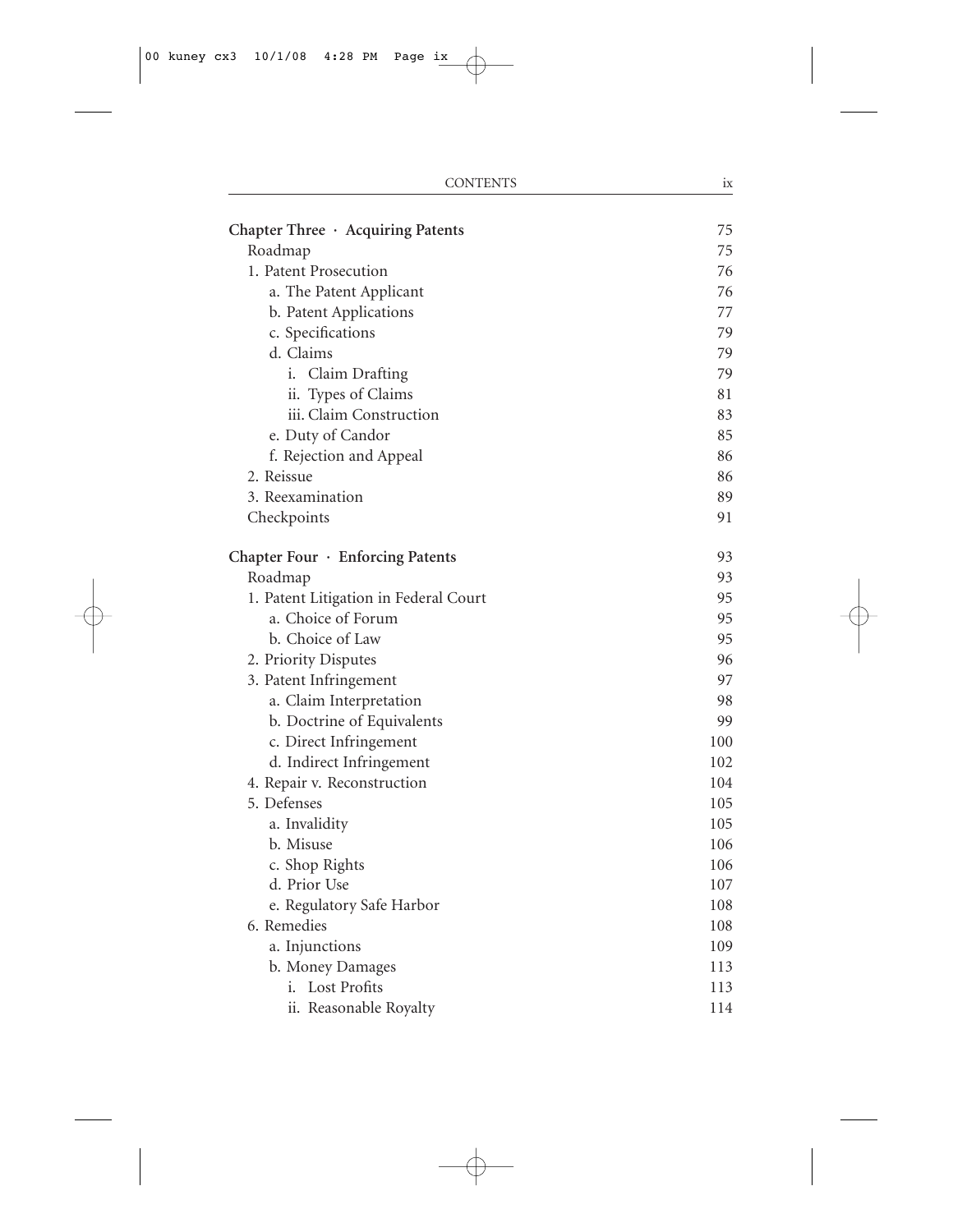| | |
|---|---|
| **Chapter Three · Acquiring Patents** | 75 |
| Roadmap | 75 |
| 1. Patent Prosecution | 76 |
| a. The Patent Applicant | 76 |
| b. Patent Applications | 77 |
| c. Specifications | 79 |
| d. Claims | 79 |
| i. Claim Drafting | 79 |
| ii. Types of Claims | 81 |
| iii. Claim Construction | 83 |
| e. Duty of Candor | 85 |
| f. Rejection and Appeal | 86 |
| 2. Reissue | 86 |
| 3. Reexamination | 89 |
| Checkpoints | 91 |
| | |
| **Chapter Four · Enforcing Patents** | 93 |
| Roadmap | 93 |
| 1. Patent Litigation in Federal Court | 95 |
| a. Choice of Forum | 95 |
| b. Choice of Law | 95 |
| 2. Priority Disputes | 96 |
| 3. Patent Infringement | 97 |
| a. Claim Interpretation | 98 |
| b. Doctrine of Equivalents | 99 |
| c. Direct Infringement | 100 |
| d. Indirect Infringement | 102 |
| 4. Repair v. Reconstruction | 104 |
| 5. Defenses | 105 |
| a. Invalidity | 105 |
| b. Misuse | 106 |
| c. Shop Rights | 106 |
| d. Prior Use | 107 |
| e. Regulatory Safe Harbor | 108 |
| 6. Remedies | 108 |
| a. Injunctions | 109 |
| b. Money Damages | 113 |
| i. Lost Profits | 113 |
| ii. Reasonable Royalty | 114 |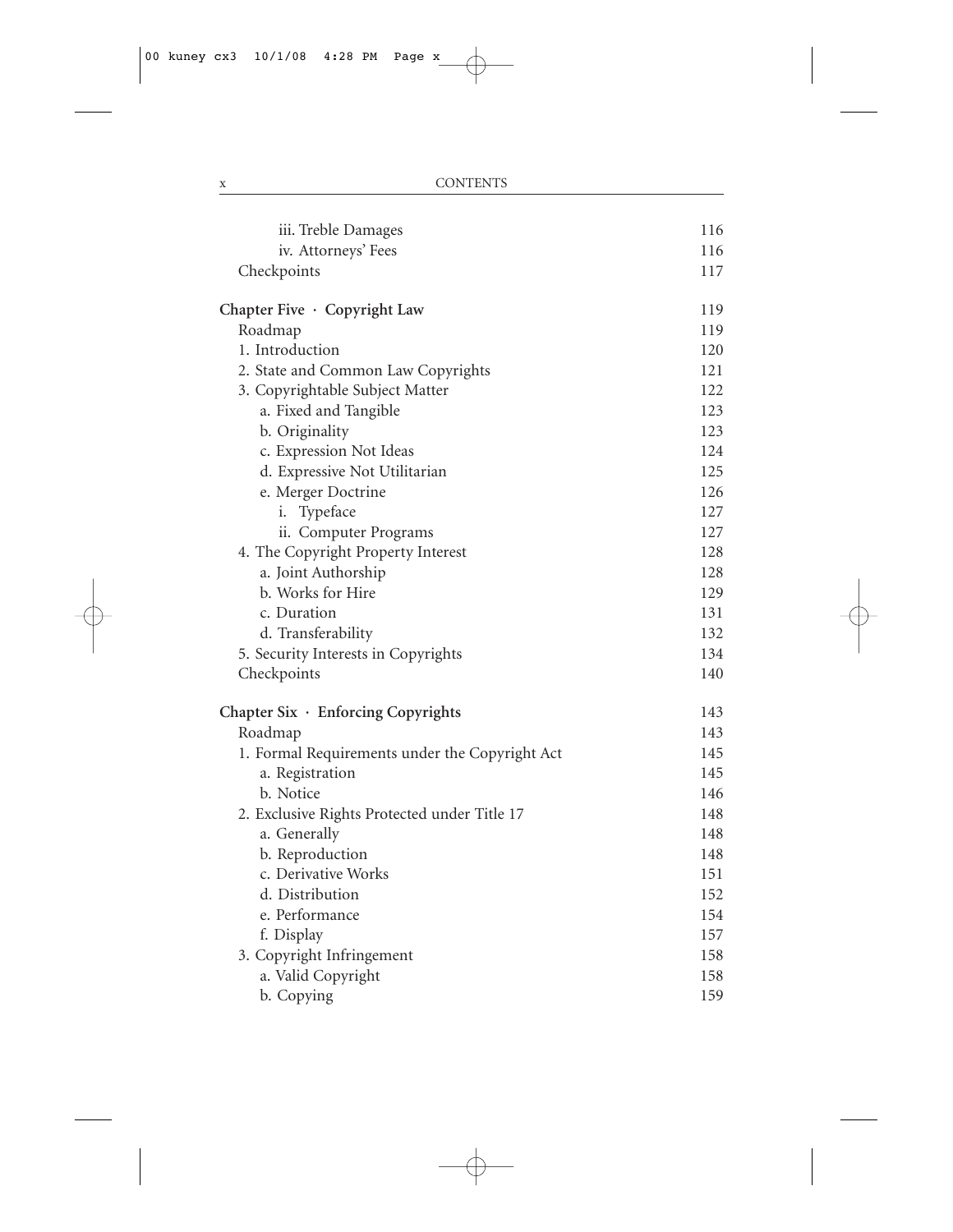| | |
|---|---|
| iii. Treble Damages | 116 |
| iv. Attorneys' Fees | 116 |
| Checkpoints | 117 |
| **Chapter Five · Copyright Law** | 119 |
| Roadmap | 119 |
| 1. Introduction | 120 |
| 2. State and Common Law Copyrights | 121 |
| 3. Copyrightable Subject Matter | 122 |
| a. Fixed and Tangible | 123 |
| b. Originality | 123 |
| c. Expression Not Ideas | 124 |
| d. Expressive Not Utilitarian | 125 |
| e. Merger Doctrine | 126 |
| i. Typeface | 127 |
| ii. Computer Programs | 127 |
| 4. The Copyright Property Interest | 128 |
| a. Joint Authorship | 128 |
| b. Works for Hire | 129 |
| c. Duration | 131 |
| d. Transferability | 132 |
| 5. Security Interests in Copyrights | 134 |
| Checkpoints | 140 |
| **Chapter Six · Enforcing Copyrights** | 143 |
| Roadmap | 143 |
| 1. Formal Requirements under the Copyright Act | 145 |
| a. Registration | 145 |
| b. Notice | 146 |
| 2. Exclusive Rights Protected under Title 17 | 148 |
| a. Generally | 148 |
| b. Reproduction | 148 |
| c. Derivative Works | 151 |
| d. Distribution | 152 |
| e. Performance | 154 |
| f. Display | 157 |
| 3. Copyright Infringement | 158 |
| a. Valid Copyright | 158 |
| b. Copying | 159 |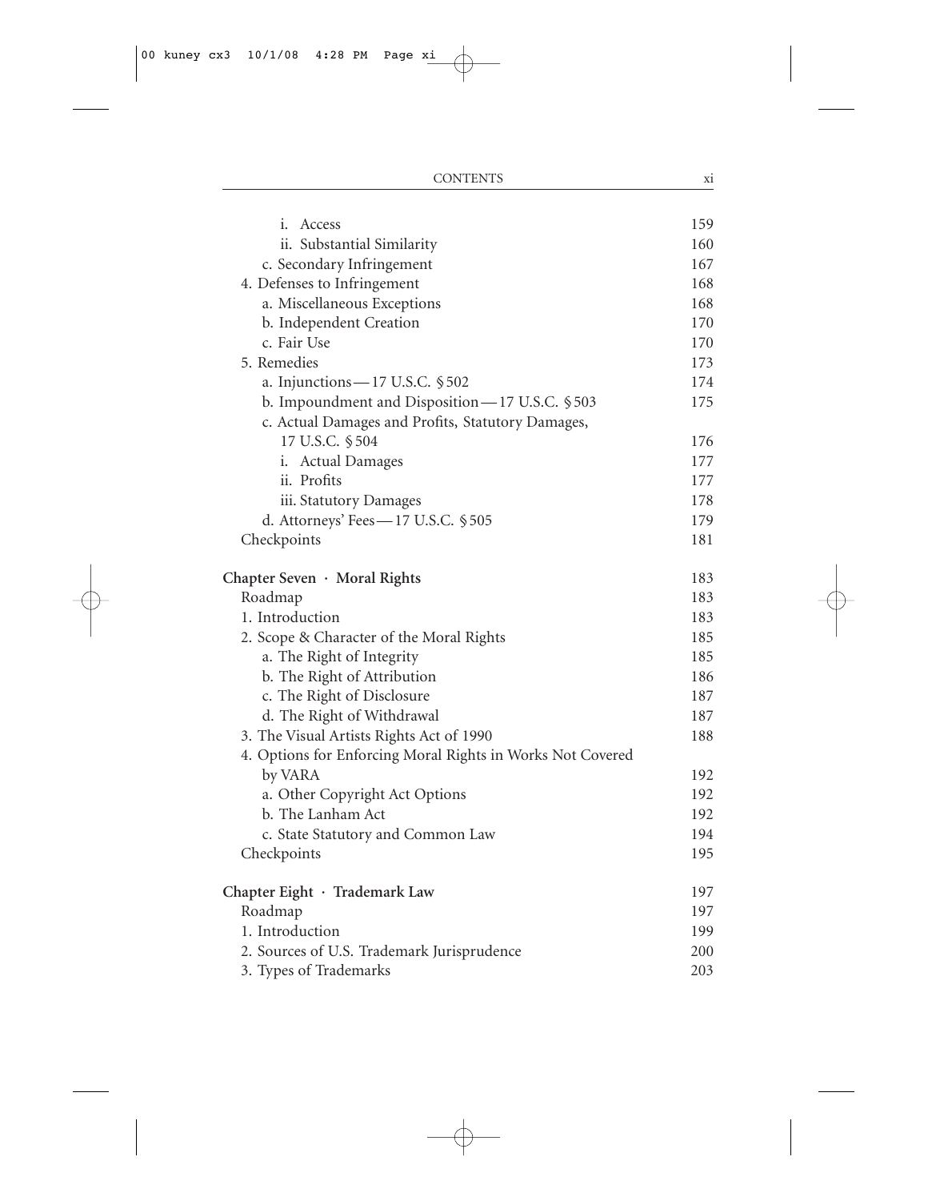i. Access 159
ii. Substantial Similarity 160
c. Secondary Infringement 167
4. Defenses to Infringement 168
a. Miscellaneous Exceptions 168
b. Independent Creation 170
c. Fair Use 170
5. Remedies 173
a. Injunctions — 17 U.S.C. § 502 174
b. Impoundment and Disposition — 17 U.S.C. § 503 175
c. Actual Damages and Profits, Statutory Damages, 17 U.S.C. § 504 176
i. Actual Damages 177
ii. Profits 177
iii. Statutory Damages 178
d. Attorneys' Fees — 17 U.S.C. § 505 179
Checkpoints 181

**Chapter Seven · Moral Rights** 183
Roadmap 183
1. Introduction 183
2. Scope & Character of the Moral Rights 185
a. The Right of Integrity 185
b. The Right of Attribution 186
c. The Right of Disclosure 187
d. The Right of Withdrawal 187
3. The Visual Artists Rights Act of 1990 188
4. Options for Enforcing Moral Rights in Works Not Covered by VARA 192
a. Other Copyright Act Options 192
b. The Lanham Act 192
c. State Statutory and Common Law 194
Checkpoints 195

**Chapter Eight · Trademark Law** 197
Roadmap 197
1. Introduction 199
2. Sources of U.S. Trademark Jurisprudence 200
3. Types of Trademarks 203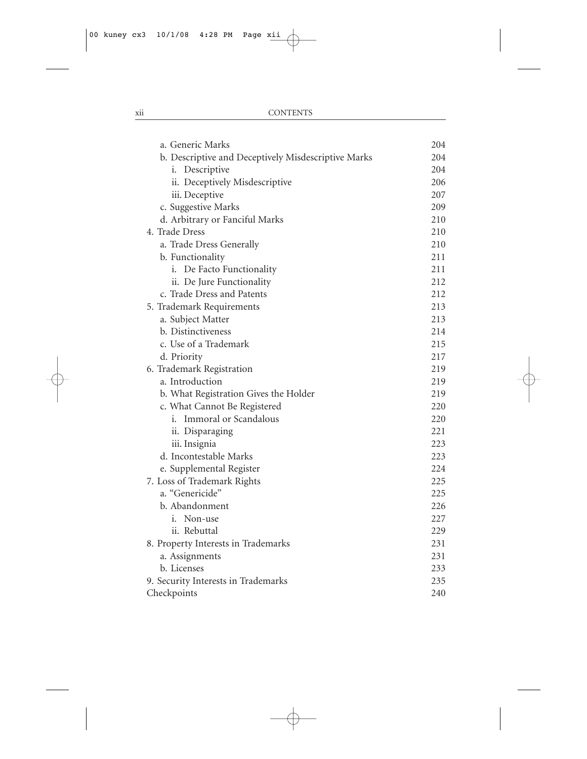a. Generic Marks 204
b. Descriptive and Deceptively Misdescriptive Marks 204
i. Descriptive 204
ii. Deceptively Misdescriptive 206
iii. Deceptive 207
c. Suggestive Marks 209
d. Arbitrary or Fanciful Marks 210
4. Trade Dress 210
a. Trade Dress Generally 210
b. Functionality 211
i. De Facto Functionality 211
ii. De Jure Functionality 212
c. Trade Dress and Patents 212
5. Trademark Requirements 213
a. Subject Matter 213
b. Distinctiveness 214
c. Use of a Trademark 215
d. Priority 217
6. Trademark Registration 219
a. Introduction 219
b. What Registration Gives the Holder 219
c. What Cannot Be Registered 220
i. Immoral or Scandalous 220
ii. Disparaging 221
iii. Insignia 223
d. Incontestable Marks 223
e. Supplemental Register 224
7. Loss of Trademark Rights 225
a. "Genericide" 225
b. Abandonment 226
i. Non-use 227
ii. Rebuttal 229
8. Property Interests in Trademarks 231
a. Assignments 231
b. Licenses 233
9. Security Interests in Trademarks 235
Checkpoints 240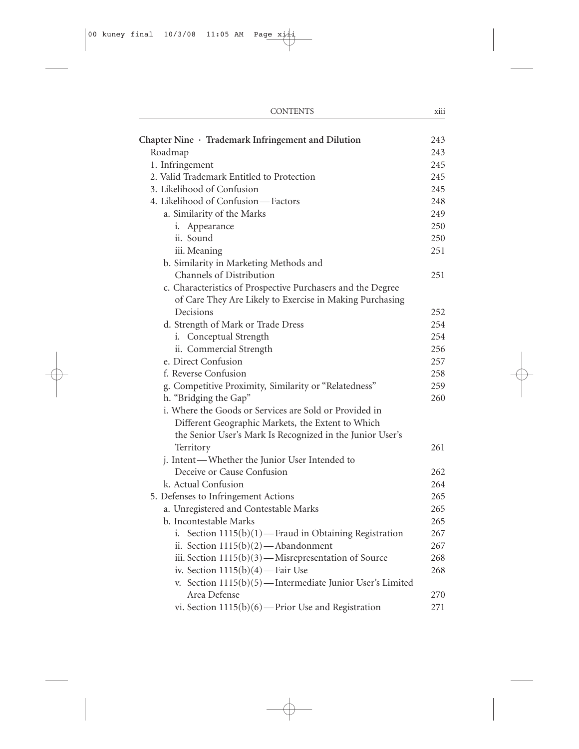| Chapter Nine · Trademark Infringement and Dilution | 243 |
|---|---|
| Roadmap | 243 |
| 1. Infringement | 245 |
| 2. Valid Trademark Entitled to Protection | 245 |
| 3. Likelihood of Confusion | 245 |
| 4. Likelihood of Confusion—Factors | 248 |
| a. Similarity of the Marks | 249 |
| i. Appearance | 250 |
| ii. Sound | 250 |
| iii. Meaning | 251 |
| b. Similarity in Marketing Methods and Channels of Distribution | 251 |
| c. Characteristics of Prospective Purchasers and the Degree of Care They Are Likely to Exercise in Making Purchasing Decisions | 252 |
| d. Strength of Mark or Trade Dress | 254 |
| i. Conceptual Strength | 254 |
| ii. Commercial Strength | 256 |
| e. Direct Confusion | 257 |
| f. Reverse Confusion | 258 |
| g. Competitive Proximity, Similarity or "Relatedness" | 259 |
| h. "Bridging the Gap" | 260 |
| i. Where the Goods or Services are Sold or Provided in Different Geographic Markets, the Extent to Which the Senior User's Mark Is Recognized in the Junior User's Territory | 261 |
| j. Intent—Whether the Junior User Intended to Deceive or Cause Confusion | 262 |
| k. Actual Confusion | 264 |
| 5. Defenses to Infringement Actions | 265 |
| a. Unregistered and Contestable Marks | 265 |
| b. Incontestable Marks | 265 |
| i. Section 1115(b)(1)—Fraud in Obtaining Registration | 267 |
| ii. Section 1115(b)(2)—Abandonment | 267 |
| iii. Section 1115(b)(3)—Misrepresentation of Source | 268 |
| iv. Section 1115(b)(4)—Fair Use | 268 |
| v. Section 1115(b)(5)—Intermediate Junior User's Limited Area Defense | 270 |
| vi. Section 1115(b)(6)—Prior Use and Registration | 271 |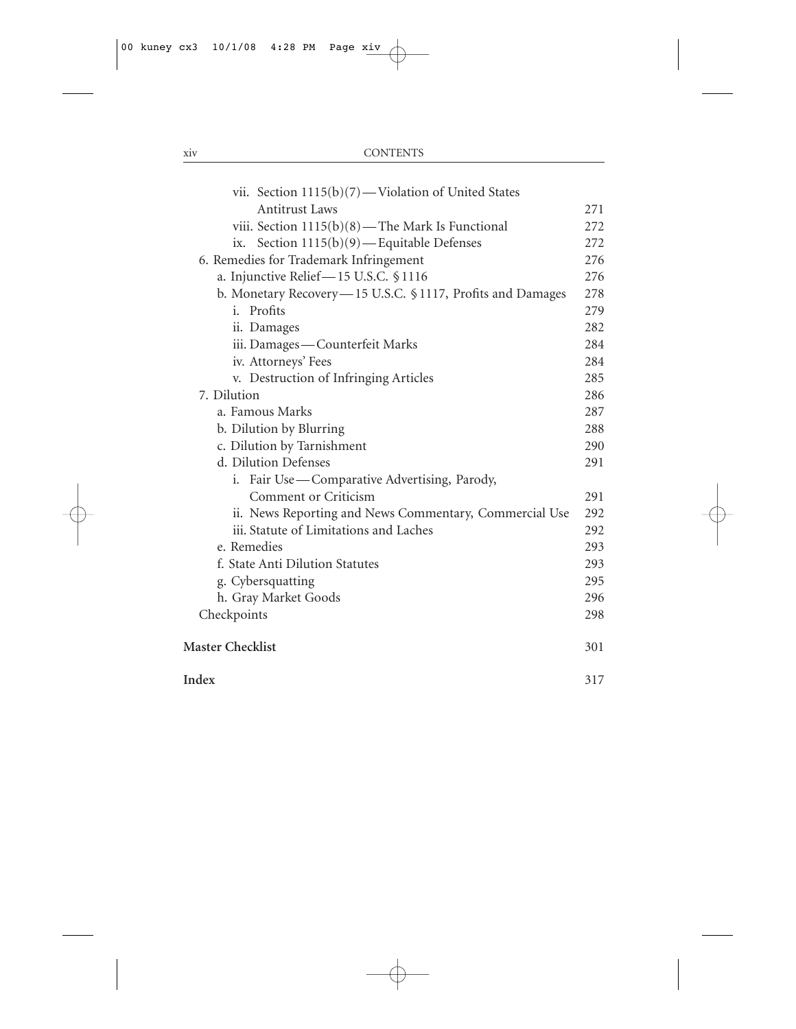vii. Section 1115(b)(7) — Violation of United States Antitrust Laws 271
viii. Section 1115(b)(8) — The Mark Is Functional 272
ix. Section 1115(b)(9) — Equitable Defenses 272

6. Remedies for Trademark Infringement 276
 a. Injunctive Relief — 15 U.S.C. § 1116 276
 b. Monetary Recovery — 15 U.S.C. § 1117, Profits and Damages 278
  i. Profits 279
  ii. Damages 282
  iii. Damages — Counterfeit Marks 284
  iv. Attorneys' Fees 284
  v. Destruction of Infringing Articles 285

7. Dilution 286
 a. Famous Marks 287
 b. Dilution by Blurring 288
 c. Dilution by Tarnishment 290
 d. Dilution Defenses 291
  i. Fair Use — Comparative Advertising, Parody, Comment or Criticism 291
  ii. News Reporting and News Commentary, Commercial Use 292
  iii. Statute of Limitations and Laches 292
 e. Remedies 293
 f. State Anti Dilution Statutes 293
 g. Cybersquatting 295
 h. Gray Market Goods 296

Checkpoints 298

**Master Checklist** 301

**Index** 317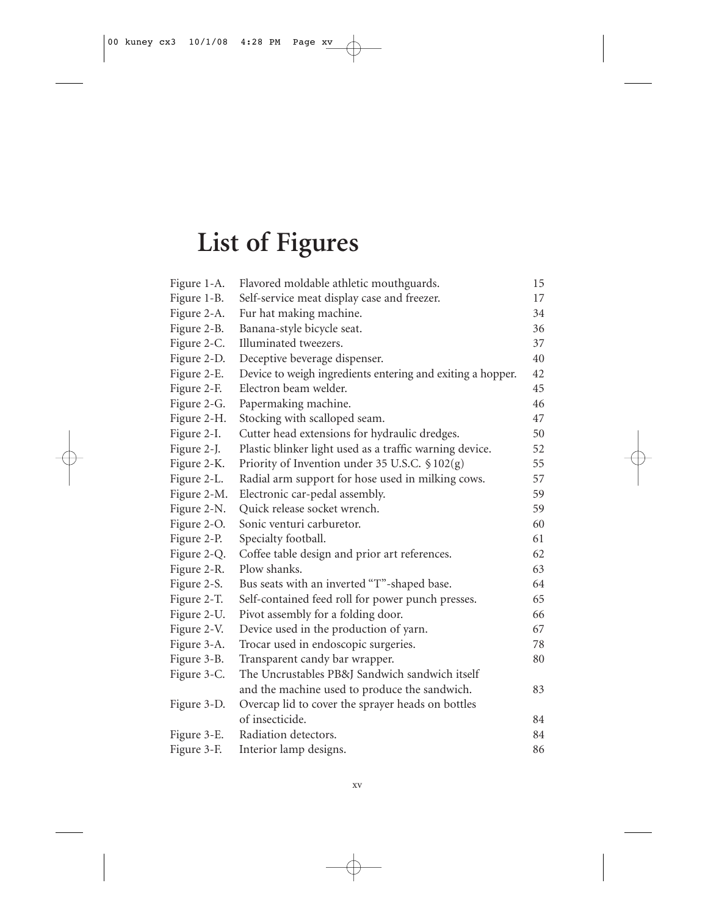# List of Figures

| | | |
|---|---|---|
| Figure 1-A. | Flavored moldable athletic mouthguards. | 15 |
| Figure 1-B. | Self-service meat display case and freezer. | 17 |
| Figure 2-A. | Fur hat making machine. | 34 |
| Figure 2-B. | Banana-style bicycle seat. | 36 |
| Figure 2-C. | Illuminated tweezers. | 37 |
| Figure 2-D. | Deceptive beverage dispenser. | 40 |
| Figure 2-E. | Device to weigh ingredients entering and exiting a hopper. | 42 |
| Figure 2-F. | Electron beam welder. | 45 |
| Figure 2-G. | Papermaking machine. | 46 |
| Figure 2-H. | Stocking with scalloped seam. | 47 |
| Figure 2-I. | Cutter head extensions for hydraulic dredges. | 50 |
| Figure 2-J. | Plastic blinker light used as a traffic warning device. | 52 |
| Figure 2-K. | Priority of Invention under 35 U.S.C. § 102(g) | 55 |
| Figure 2-L. | Radial arm support for hose used in milking cows. | 57 |
| Figure 2-M. | Electronic car-pedal assembly. | 59 |
| Figure 2-N. | Quick release socket wrench. | 59 |
| Figure 2-O. | Sonic venturi carburetor. | 60 |
| Figure 2-P. | Specialty football. | 61 |
| Figure 2-Q. | Coffee table design and prior art references. | 62 |
| Figure 2-R. | Plow shanks. | 63 |
| Figure 2-S. | Bus seats with an inverted "T"-shaped base. | 64 |
| Figure 2-T. | Self-contained feed roll for power punch presses. | 65 |
| Figure 2-U. | Pivot assembly for a folding door. | 66 |
| Figure 2-V. | Device used in the production of yarn. | 67 |
| Figure 3-A. | Trocar used in endoscopic surgeries. | 78 |
| Figure 3-B. | Transparent candy bar wrapper. | 80 |
| Figure 3-C. | The Uncrustables PB&J Sandwich sandwich itself and the machine used to produce the sandwich. | 83 |
| Figure 3-D. | Overcap lid to cover the sprayer heads on bottles of insecticide. | 84 |
| Figure 3-E. | Radiation detectors. | 84 |
| Figure 3-F. | Interior lamp designs. | 86 |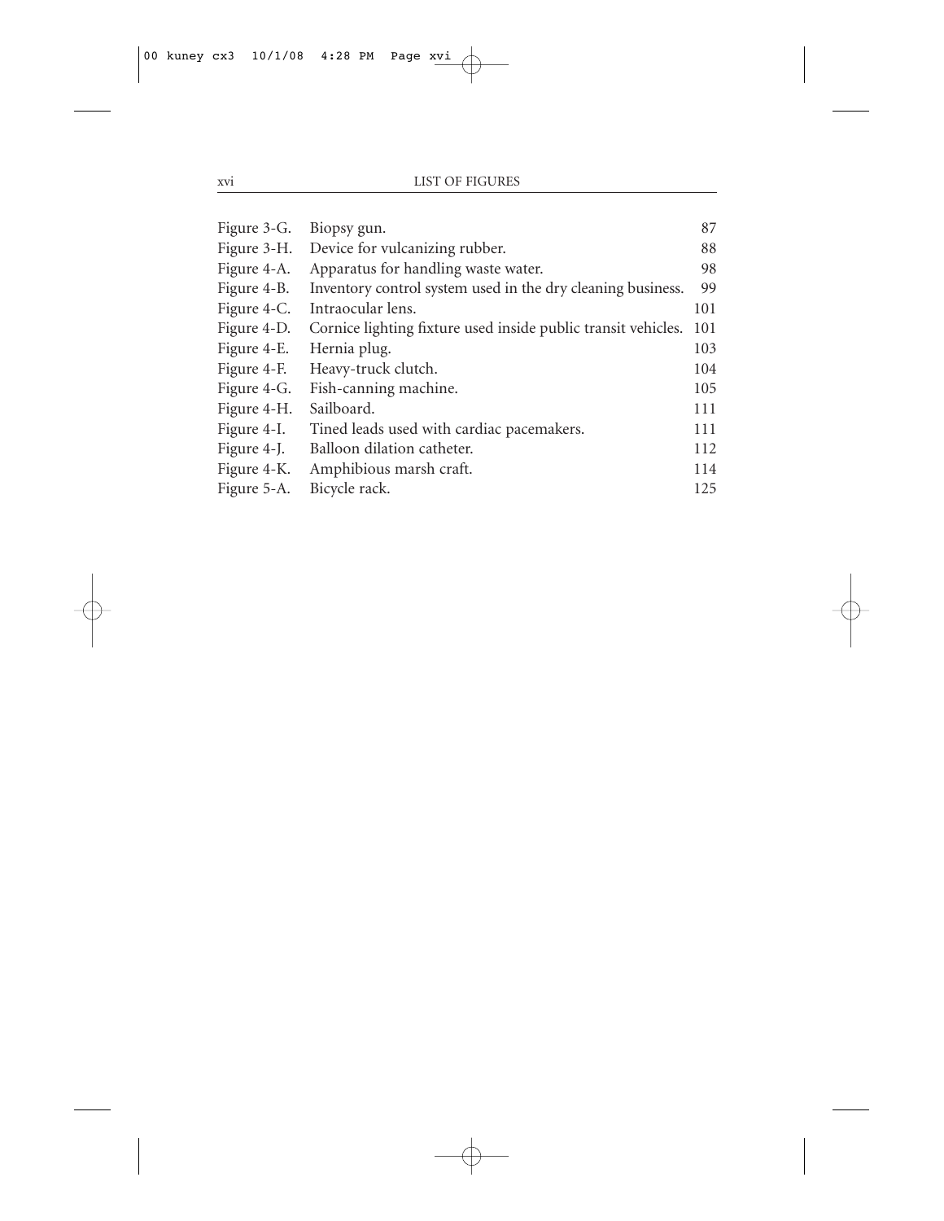| | | |
|---|---|---|
| Figure 3-G. | Biopsy gun. | 87 |
| Figure 3-H. | Device for vulcanizing rubber. | 88 |
| Figure 4-A. | Apparatus for handling waste water. | 98 |
| Figure 4-B. | Inventory control system used in the dry cleaning business. | 99 |
| Figure 4-C. | Intraocular lens. | 101 |
| Figure 4-D. | Cornice lighting fixture used inside public transit vehicles. | 101 |
| Figure 4-E. | Hernia plug. | 103 |
| Figure 4-F. | Heavy-truck clutch. | 104 |
| Figure 4-G. | Fish-canning machine. | 105 |
| Figure 4-H. | Sailboard. | 111 |
| Figure 4-I. | Tined leads used with cardiac pacemakers. | 111 |
| Figure 4-J. | Balloon dilation catheter. | 112 |
| Figure 4-K. | Amphibious marsh craft. | 114 |
| Figure 5-A. | Bicycle rack. | 125 |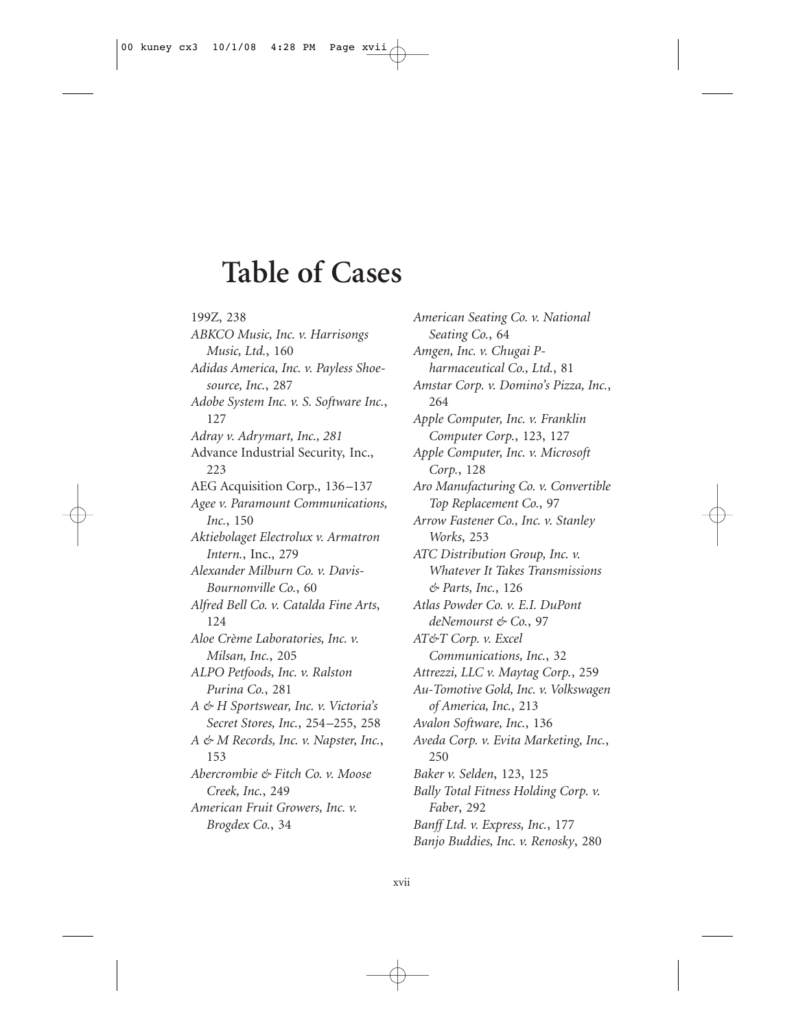# Table of Cases

199Z, 238

*ABKCO Music, Inc. v. Harrisongs Music, Ltd.*, 160

*Adidas America, Inc. v. Payless Shoesource, Inc.*, 287

*Adobe System Inc. v. S. Software Inc.*, 127

*Adray v. Adrymart, Inc., 281*

Advance Industrial Security, Inc., 223

AEG Acquisition Corp., 136–137

*Agee v. Paramount Communications, Inc.*, 150

*Aktiebolaget Electrolux v. Armatron Intern.*, Inc., 279

*Alexander Milburn Co. v. Davis-Bournonville Co.*, 60

*Alfred Bell Co. v. Catalda Fine Arts*, 124

*Aloe Crème Laboratories, Inc. v. Milsan, Inc.*, 205

*ALPO Petfoods, Inc. v. Ralston Purina Co.*, 281

*A & H Sportswear, Inc. v. Victoria's Secret Stores, Inc.*, 254–255, 258

*A & M Records, Inc. v. Napster, Inc.*, 153

*Abercrombie & Fitch Co. v. Moose Creek, Inc.*, 249

*American Fruit Growers, Inc. v. Brogdex Co.*, 34

*American Seating Co. v. National Seating Co.*, 64

*Amgen, Inc. v. Chugai P-harmaceutical Co., Ltd.*, 81

*Amstar Corp. v. Domino's Pizza, Inc.*, 264

*Apple Computer, Inc. v. Franklin Computer Corp.*, 123, 127

*Apple Computer, Inc. v. Microsoft Corp.*, 128

*Aro Manufacturing Co. v. Convertible Top Replacement Co.*, 97

*Arrow Fastener Co., Inc. v. Stanley Works*, 253

*ATC Distribution Group, Inc. v. Whatever It Takes Transmissions & Parts, Inc.*, 126

*Atlas Powder Co. v. E.I. DuPont deNemourst & Co.*, 97

*AT&T Corp. v. Excel Communications, Inc.*, 32

*Attrezzi, LLC v. Maytag Corp.*, 259

*Au-Tomotive Gold, Inc. v. Volkswagen of America, Inc.*, 213

*Avalon Software, Inc.*, 136

*Aveda Corp. v. Evita Marketing, Inc.*, 250

*Baker v. Selden*, 123, 125

*Bally Total Fitness Holding Corp. v. Faber*, 292

*Banff Ltd. v. Express, Inc.*, 177

*Banjo Buddies, Inc. v. Renosky*, 280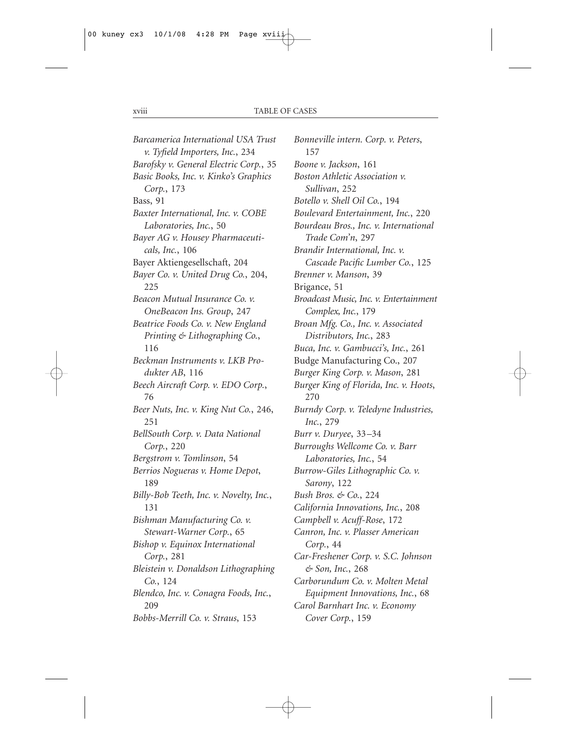*Barcamerica International USA Trust v. Tyfield Importers, Inc.*, 234
*Barofsky v. General Electric Corp.*, 35
*Basic Books, Inc. v. Kinko's Graphics Corp.*, 173
Bass, 91
*Baxter International, Inc. v. COBE Laboratories, Inc.*, 50
*Bayer AG v. Housey Pharmaceuticals, Inc.*, 106
Bayer Aktiengesellschaft, 204
*Bayer Co. v. United Drug Co.*, 204, 225
*Beacon Mutual Insurance Co. v. OneBeacon Ins. Group*, 247
*Beatrice Foods Co. v. New England Printing & Lithographing Co.*, 116
*Beckman Instruments v. LKB Produkter AB*, 116
*Beech Aircraft Corp. v. EDO Corp.*, 76
*Beer Nuts, Inc. v. King Nut Co.*, 246, 251
*BellSouth Corp. v. Data National Corp.*, 220
*Bergstrom v. Tomlinson*, 54
*Berrios Nogueras v. Home Depot*, 189
*Billy-Bob Teeth, Inc. v. Novelty, Inc.*, 131
*Bishman Manufacturing Co. v. Stewart-Warner Corp.*, 65
*Bishop v. Equinox International Corp.*, 281
*Bleistein v. Donaldson Lithographing Co.*, 124
*Blendco, Inc. v. Conagra Foods, Inc.*, 209
*Bobbs-Merrill Co. v. Straus*, 153
*Bonneville intern. Corp. v. Peters*, 157
*Boone v. Jackson*, 161
*Boston Athletic Association v. Sullivan*, 252
*Botello v. Shell Oil Co.*, 194
*Boulevard Entertainment, Inc.*, 220
*Bourdeau Bros., Inc. v. International Trade Com'n*, 297
*Brandir International, Inc. v. Cascade Pacific Lumber Co.*, 125
*Brenner v. Manson*, 39
Brigance, 51
*Broadcast Music, Inc. v. Entertainment Complex, Inc.*, 179
*Broan Mfg. Co., Inc. v. Associated Distributors, Inc.*, 283
*Buca, Inc. v. Gambucci's, Inc.*, 261
Budge Manufacturing Co., 207
*Burger King Corp. v. Mason*, 281
*Burger King of Florida, Inc. v. Hoots*, 270
*Burndy Corp. v. Teledyne Industries, Inc.*, 279
*Burr v. Duryee*, 33–34
*Burroughs Wellcome Co. v. Barr Laboratories, Inc.*, 54
*Burrow-Giles Lithographic Co. v. Sarony*, 122
*Bush Bros. & Co.*, 224
*California Innovations, Inc.*, 208
*Campbell v. Acuff-Rose*, 172
*Canron, Inc. v. Plasser American Corp.*, 44
*Car-Freshener Corp. v. S.C. Johnson & Son, Inc.*, 268
*Carborundum Co. v. Molten Metal Equipment Innovations, Inc.*, 68
*Carol Barnhart Inc. v. Economy Cover Corp.*, 159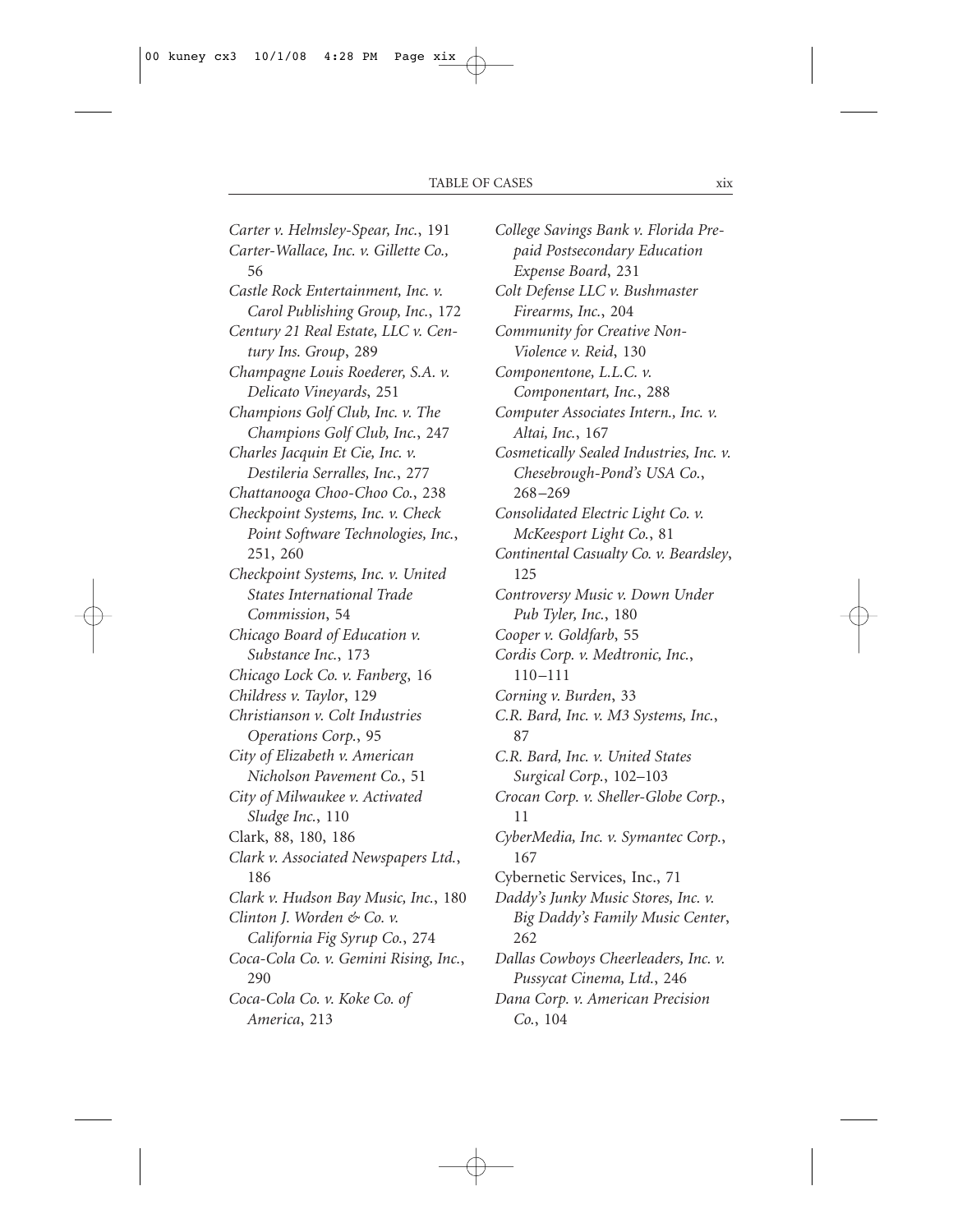*Carter v. Helmsley-Spear, Inc.*, 191
*Carter-Wallace, Inc. v. Gillette Co.,* 56
*Castle Rock Entertainment, Inc. v. Carol Publishing Group, Inc.*, 172
*Century 21 Real Estate, LLC v. Century Ins. Group*, 289
*Champagne Louis Roederer, S.A. v. Delicato Vineyards*, 251
*Champions Golf Club, Inc. v. The Champions Golf Club, Inc.*, 247
*Charles Jacquin Et Cie, Inc. v. Destileria Serralles, Inc.*, 277
*Chattanooga Choo-Choo Co.*, 238
*Checkpoint Systems, Inc. v. Check Point Software Technologies, Inc.*, 251, 260
*Checkpoint Systems, Inc. v. United States International Trade Commission*, 54
*Chicago Board of Education v. Substance Inc.*, 173
*Chicago Lock Co. v. Fanberg*, 16
*Childress v. Taylor*, 129
*Christianson v. Colt Industries Operations Corp.*, 95
*City of Elizabeth v. American Nicholson Pavement Co.*, 51
*City of Milwaukee v. Activated Sludge Inc.*, 110
Clark, 88, 180, 186
*Clark v. Associated Newspapers Ltd.*, 186
*Clark v. Hudson Bay Music, Inc.*, 180
*Clinton J. Worden & Co. v. California Fig Syrup Co.*, 274
*Coca-Cola Co. v. Gemini Rising, Inc.*, 290
*Coca-Cola Co. v. Koke Co. of America*, 213
*College Savings Bank v. Florida Prepaid Postsecondary Education Expense Board*, 231
*Colt Defense LLC v. Bushmaster Firearms, Inc.*, 204
*Community for Creative Non-Violence v. Reid*, 130
*Componentone, L.L.C. v. Componentart, Inc.*, 288
*Computer Associates Intern., Inc. v. Altai, Inc.*, 167
*Cosmetically Sealed Industries, Inc. v. Chesebrough-Pond's USA Co.*, 268–269
*Consolidated Electric Light Co. v. McKeesport Light Co.*, 81
*Continental Casualty Co. v. Beardsley*, 125
*Controversy Music v. Down Under Pub Tyler, Inc.*, 180
*Cooper v. Goldfarb*, 55
*Cordis Corp. v. Medtronic, Inc.*, 110–111
*Corning v. Burden*, 33
*C.R. Bard, Inc. v. M3 Systems, Inc.*, 87
*C.R. Bard, Inc. v. United States Surgical Corp.*, 102–103
*Crocan Corp. v. Sheller-Globe Corp.*, 11
*CyberMedia, Inc. v. Symantec Corp.*, 167
Cybernetic Services, Inc., 71
*Daddy's Junky Music Stores, Inc. v. Big Daddy's Family Music Center*, 262
*Dallas Cowboys Cheerleaders, Inc. v. Pussycat Cinema, Ltd.*, 246
*Dana Corp. v. American Precision Co.*, 104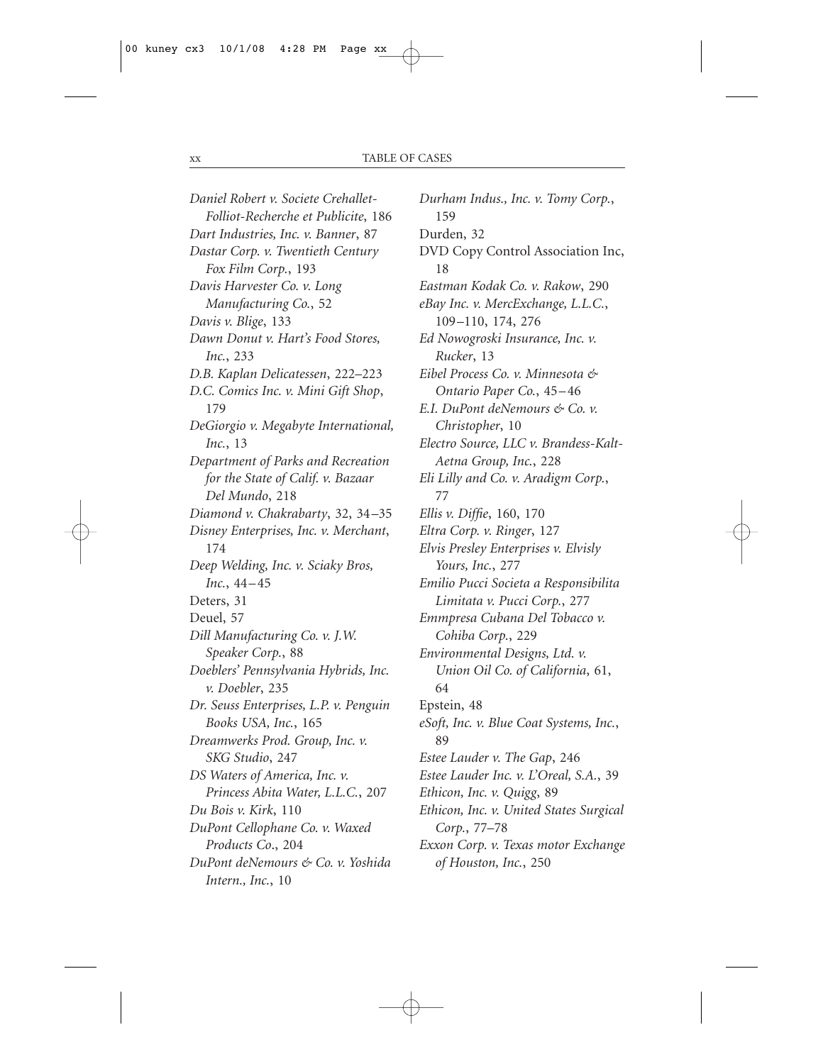*Daniel Robert v. Societe Crehallet-Folliot-Recherche et Publicite*, 186

*Dart Industries, Inc. v. Banner*, 87

*Dastar Corp. v. Twentieth Century Fox Film Corp.*, 193

*Davis Harvester Co. v. Long Manufacturing Co.*, 52

*Davis v. Blige*, 133

*Dawn Donut v. Hart's Food Stores, Inc.*, 233

*D.B. Kaplan Delicatessen*, 222–223

*D.C. Comics Inc. v. Mini Gift Shop*, 179

*DeGiorgio v. Megabyte International, Inc.*, 13

*Department of Parks and Recreation for the State of Calif. v. Bazaar Del Mundo*, 218

*Diamond v. Chakrabarty*, 32, 34–35

*Disney Enterprises, Inc. v. Merchant*, 174

*Deep Welding, Inc. v. Sciaky Bros, Inc.*, 44–45

Deters, 31

Deuel, 57

*Dill Manufacturing Co. v. J.W. Speaker Corp.*, 88

*Doeblers' Pennsylvania Hybrids, Inc. v. Doebler*, 235

*Dr. Seuss Enterprises, L.P. v. Penguin Books USA, Inc.*, 165

*Dreamwerks Prod. Group, Inc. v. SKG Studio*, 247

*DS Waters of America, Inc. v. Princess Abita Water, L.L.C.*, 207

*Du Bois v. Kirk*, 110

*DuPont Cellophane Co. v. Waxed Products Co*., 204

*DuPont deNemours & Co. v. Yoshida Intern., Inc.*, 10

*Durham Indus., Inc. v. Tomy Corp.*, 159

Durden, 32

DVD Copy Control Association Inc, 18

*Eastman Kodak Co. v. Rakow*, 290

*eBay Inc. v. MercExchange, L.L.C.*, 109–110, 174, 276

*Ed Nowogroski Insurance, Inc. v. Rucker*, 13

*Eibel Process Co. v. Minnesota & Ontario Paper Co.*, 45–46

*E.I. DuPont deNemours & Co. v. Christopher*, 10

*Electro Source, LLC v. Brandess-Kalt-Aetna Group, Inc.*, 228

*Eli Lilly and Co. v. Aradigm Corp.*, 77

*Ellis v. Diffie*, 160, 170

*Eltra Corp. v. Ringer*, 127

*Elvis Presley Enterprises v. Elvisly Yours, Inc.*, 277

*Emilio Pucci Societa a Responsibilita Limitata v. Pucci Corp.*, 277

*Emmpresa Cubana Del Tobacco v. Cohiba Corp.*, 229

*Environmental Designs, Ltd. v. Union Oil Co. of California*, 61, 64

Epstein, 48

*eSoft, Inc. v. Blue Coat Systems, Inc.*, 89

*Estee Lauder v. The Gap*, 246

*Estee Lauder Inc. v. L'Oreal, S.A.*, 39

*Ethicon, Inc. v. Quigg*, 89

*Ethicon, Inc. v. United States Surgical Corp.*, 77–78

*Exxon Corp. v. Texas motor Exchange of Houston, Inc.*, 250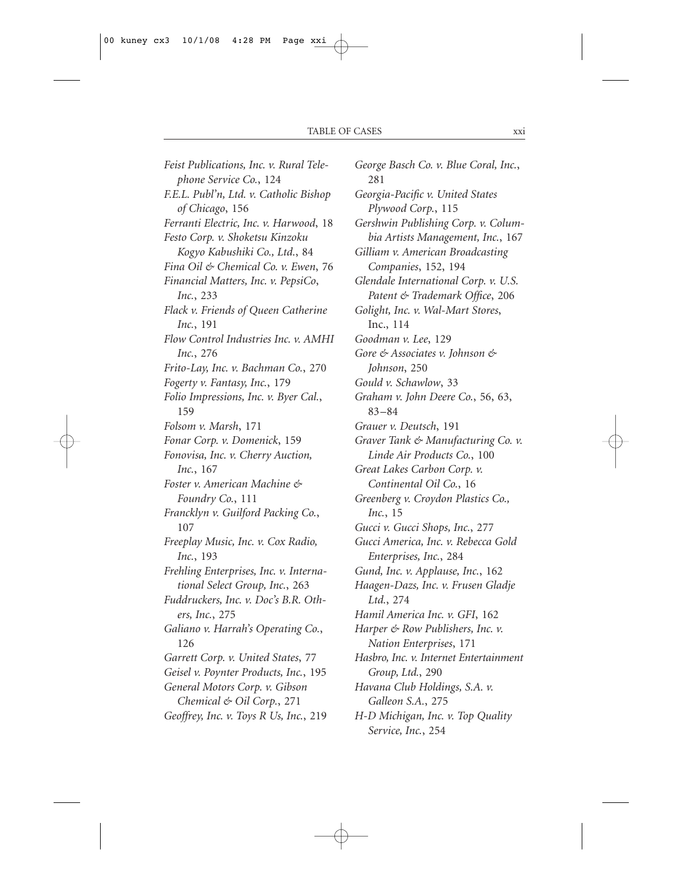*Feist Publications, Inc. v. Rural Telephone Service Co.*, 124

*F.E.L. Publ'n, Ltd. v. Catholic Bishop of Chicago*, 156

*Ferranti Electric, Inc. v. Harwood*, 18

*Festo Corp. v. Shoketsu Kinzoku Kogyo Kabushiki Co., Ltd.*, 84

*Fina Oil & Chemical Co. v. Ewen*, 76

*Financial Matters, Inc. v. PepsiCo, Inc.*, 233

*Flack v. Friends of Queen Catherine Inc.*, 191

*Flow Control Industries Inc. v. AMHI Inc.*, 276

*Frito-Lay, Inc. v. Bachman Co.*, 270

*Fogerty v. Fantasy, Inc.*, 179

*Folio Impressions, Inc. v. Byer Cal.*, 159

*Folsom v. Marsh*, 171

*Fonar Corp. v. Domenick*, 159

*Fonovisa, Inc. v. Cherry Auction, Inc.*, 167

*Foster v. American Machine & Foundry Co.*, 111

*Francklyn v. Guilford Packing Co.*, 107

*Freeplay Music, Inc. v. Cox Radio, Inc.*, 193

*Frehling Enterprises, Inc. v. International Select Group, Inc.*, 263

*Fuddruckers, Inc. v. Doc's B.R. Others, Inc.*, 275

*Galiano v. Harrah's Operating Co.*, 126

*Garrett Corp. v. United States*, 77

*Geisel v. Poynter Products, Inc.*, 195

*General Motors Corp. v. Gibson Chemical & Oil Corp.*, 271

*Geoffrey, Inc. v. Toys R Us, Inc.*, 219

*George Basch Co. v. Blue Coral, Inc.*, 281

*Georgia-Pacific v. United States Plywood Corp.*, 115

*Gershwin Publishing Corp. v. Columbia Artists Management, Inc.*, 167

*Gilliam v. American Broadcasting Companies*, 152, 194

*Glendale International Corp. v. U.S. Patent & Trademark Office*, 206

*Golight, Inc. v. Wal-Mart Stores*, Inc., 114

*Goodman v. Lee*, 129

*Gore & Associates v. Johnson & Johnson*, 250

*Gould v. Schawlow*, 33

*Graham v. John Deere Co.*, 56, 63, 83–84

*Grauer v. Deutsch*, 191

*Graver Tank & Manufacturing Co. v. Linde Air Products Co.*, 100

*Great Lakes Carbon Corp. v. Continental Oil Co.*, 16

*Greenberg v. Croydon Plastics Co., Inc.*, 15

*Gucci v. Gucci Shops, Inc.*, 277

*Gucci America, Inc. v. Rebecca Gold Enterprises, Inc.*, 284

*Gund, Inc. v. Applause, Inc.*, 162

*Haagen-Dazs, Inc. v. Frusen Gladje Ltd.*, 274

*Hamil America Inc. v. GFI*, 162

*Harper & Row Publishers, Inc. v. Nation Enterprises*, 171

*Hasbro, Inc. v. Internet Entertainment Group, Ltd.*, 290

*Havana Club Holdings, S.A. v. Galleon S.A.*, 275

*H-D Michigan, Inc. v. Top Quality Service, Inc.*, 254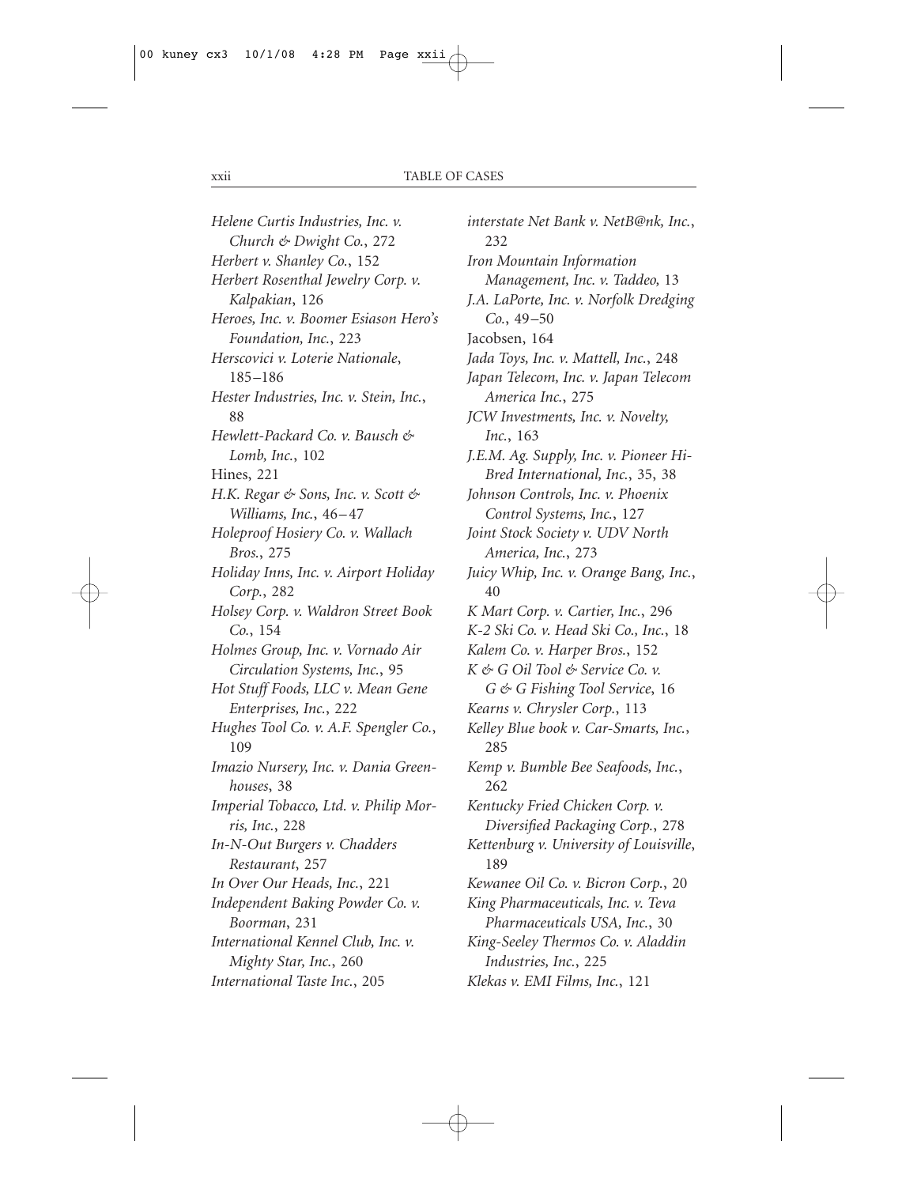*Helene Curtis Industries, Inc. v. Church & Dwight Co.*, 272
*Herbert v. Shanley Co.*, 152
*Herbert Rosenthal Jewelry Corp. v. Kalpakian*, 126
*Heroes, Inc. v. Boomer Esiason Hero's Foundation, Inc.*, 223
*Herscovici v. Loterie Nationale*, 185–186
*Hester Industries, Inc. v. Stein, Inc.*, 88
*Hewlett-Packard Co. v. Bausch & Lomb, Inc.*, 102
Hines, 221
*H.K. Regar & Sons, Inc. v. Scott & Williams, Inc.*, 46–47
*Holeproof Hosiery Co. v. Wallach Bros.*, 275
*Holiday Inns, Inc. v. Airport Holiday Corp.*, 282
*Holsey Corp. v. Waldron Street Book Co.*, 154
*Holmes Group, Inc. v. Vornado Air Circulation Systems, Inc.*, 95
*Hot Stuff Foods, LLC v. Mean Gene Enterprises, Inc.*, 222
*Hughes Tool Co. v. A.F. Spengler Co.*, 109
*Imazio Nursery, Inc. v. Dania Greenhouses*, 38
*Imperial Tobacco, Ltd. v. Philip Morris, Inc.*, 228
*In-N-Out Burgers v. Chadders Restaurant*, 257
*In Over Our Heads, Inc.*, 221
*Independent Baking Powder Co. v. Boorman*, 231
*International Kennel Club, Inc. v. Mighty Star, Inc.*, 260
*International Taste Inc.*, 205
*interstate Net Bank v. NetB@nk, Inc.*, 232
*Iron Mountain Information Management, Inc. v. Taddeo*, 13
*J.A. LaPorte, Inc. v. Norfolk Dredging Co.*, 49–50
Jacobsen, 164
*Jada Toys, Inc. v. Mattell, Inc.*, 248
*Japan Telecom, Inc. v. Japan Telecom America Inc.*, 275
*JCW Investments, Inc. v. Novelty, Inc.*, 163
*J.E.M. Ag. Supply, Inc. v. Pioneer Hi-Bred International, Inc.*, 35, 38
*Johnson Controls, Inc. v. Phoenix Control Systems, Inc.*, 127
*Joint Stock Society v. UDV North America, Inc.*, 273
*Juicy Whip, Inc. v. Orange Bang, Inc.*, 40
*K Mart Corp. v. Cartier, Inc.*, 296
*K-2 Ski Co. v. Head Ski Co., Inc.*, 18
*Kalem Co. v. Harper Bros.*, 152
*K & G Oil Tool & Service Co. v. G & G Fishing Tool Service*, 16
*Kearns v. Chrysler Corp.*, 113
*Kelley Blue book v. Car-Smarts, Inc.*, 285
*Kemp v. Bumble Bee Seafoods, Inc.*, 262
*Kentucky Fried Chicken Corp. v. Diversified Packaging Corp.*, 278
*Kettenburg v. University of Louisville*, 189
*Kewanee Oil Co. v. Bicron Corp.*, 20
*King Pharmaceuticals, Inc. v. Teva Pharmaceuticals USA, Inc.*, 30
*King-Seeley Thermos Co. v. Aladdin Industries, Inc.*, 225
*Klekas v. EMI Films, Inc.*, 121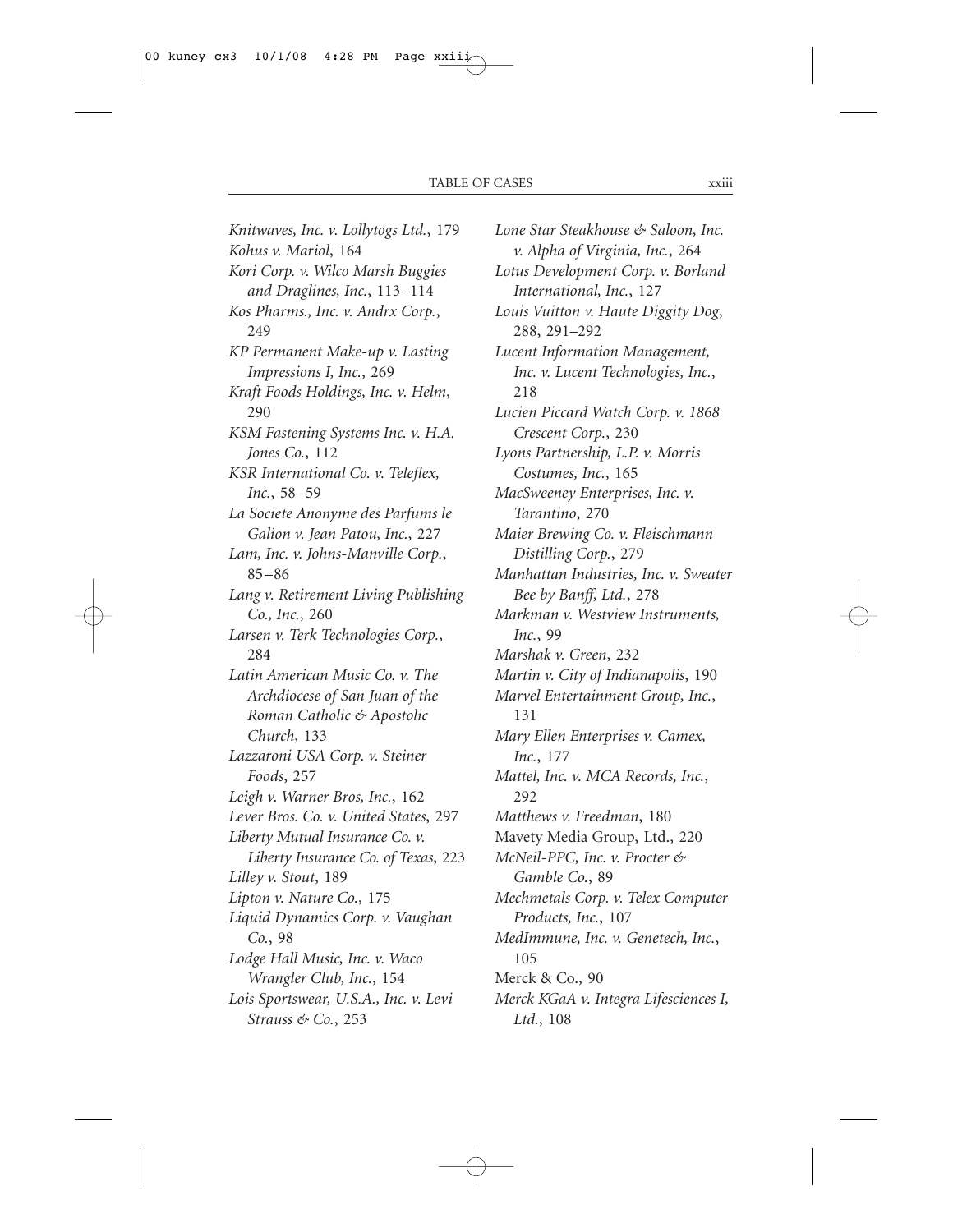*Knitwaves, Inc. v. Lollytogs Ltd.*, 179
*Kohus v. Mariol*, 164
*Kori Corp. v. Wilco Marsh Buggies and Draglines, Inc.*, 113–114
*Kos Pharms., Inc. v. Andrx Corp.*, 249
*KP Permanent Make-up v. Lasting Impressions I, Inc.*, 269
*Kraft Foods Holdings, Inc. v. Helm*, 290
*KSM Fastening Systems Inc. v. H.A. Jones Co.*, 112
*KSR International Co. v. Teleflex, Inc.*, 58–59
*La Societe Anonyme des Parfums le Galion v. Jean Patou, Inc.*, 227
*Lam, Inc. v. Johns-Manville Corp.*, 85–86
*Lang v. Retirement Living Publishing Co., Inc.*, 260
*Larsen v. Terk Technologies Corp.*, 284
*Latin American Music Co. v. The Archdiocese of San Juan of the Roman Catholic & Apostolic Church*, 133
*Lazzaroni USA Corp. v. Steiner Foods*, 257
*Leigh v. Warner Bros, Inc.*, 162
*Lever Bros. Co. v. United States*, 297
*Liberty Mutual Insurance Co. v. Liberty Insurance Co. of Texas*, 223
*Lilley v. Stout*, 189
*Lipton v. Nature Co.*, 175
*Liquid Dynamics Corp. v. Vaughan Co.*, 98
*Lodge Hall Music, Inc. v. Waco Wrangler Club, Inc.*, 154
*Lois Sportswear, U.S.A., Inc. v. Levi Strauss & Co.*, 253
*Lone Star Steakhouse & Saloon, Inc. v. Alpha of Virginia, Inc.*, 264
*Lotus Development Corp. v. Borland International, Inc.*, 127
*Louis Vuitton v. Haute Diggity Dog*, 288, 291–292
*Lucent Information Management, Inc. v. Lucent Technologies, Inc.*, 218
*Lucien Piccard Watch Corp. v. 1868 Crescent Corp.*, 230
*Lyons Partnership, L.P. v. Morris Costumes, Inc.*, 165
*MacSweeney Enterprises, Inc. v. Tarantino*, 270
*Maier Brewing Co. v. Fleischmann Distilling Corp.*, 279
*Manhattan Industries, Inc. v. Sweater Bee by Banff, Ltd.*, 278
*Markman v. Westview Instruments, Inc.*, 99
*Marshak v. Green*, 232
*Martin v. City of Indianapolis*, 190
*Marvel Entertainment Group, Inc.*, 131
*Mary Ellen Enterprises v. Camex, Inc.*, 177
*Mattel, Inc. v. MCA Records, Inc.*, 292
*Matthews v. Freedman*, 180
Mavety Media Group, Ltd., 220
*McNeil-PPC, Inc. v. Procter & Gamble Co.*, 89
*Mechmetals Corp. v. Telex Computer Products, Inc.*, 107
*MedImmune, Inc. v. Genetech, Inc.*, 105
Merck & Co., 90
*Merck KGaA v. Integra Lifesciences I, Ltd.*, 108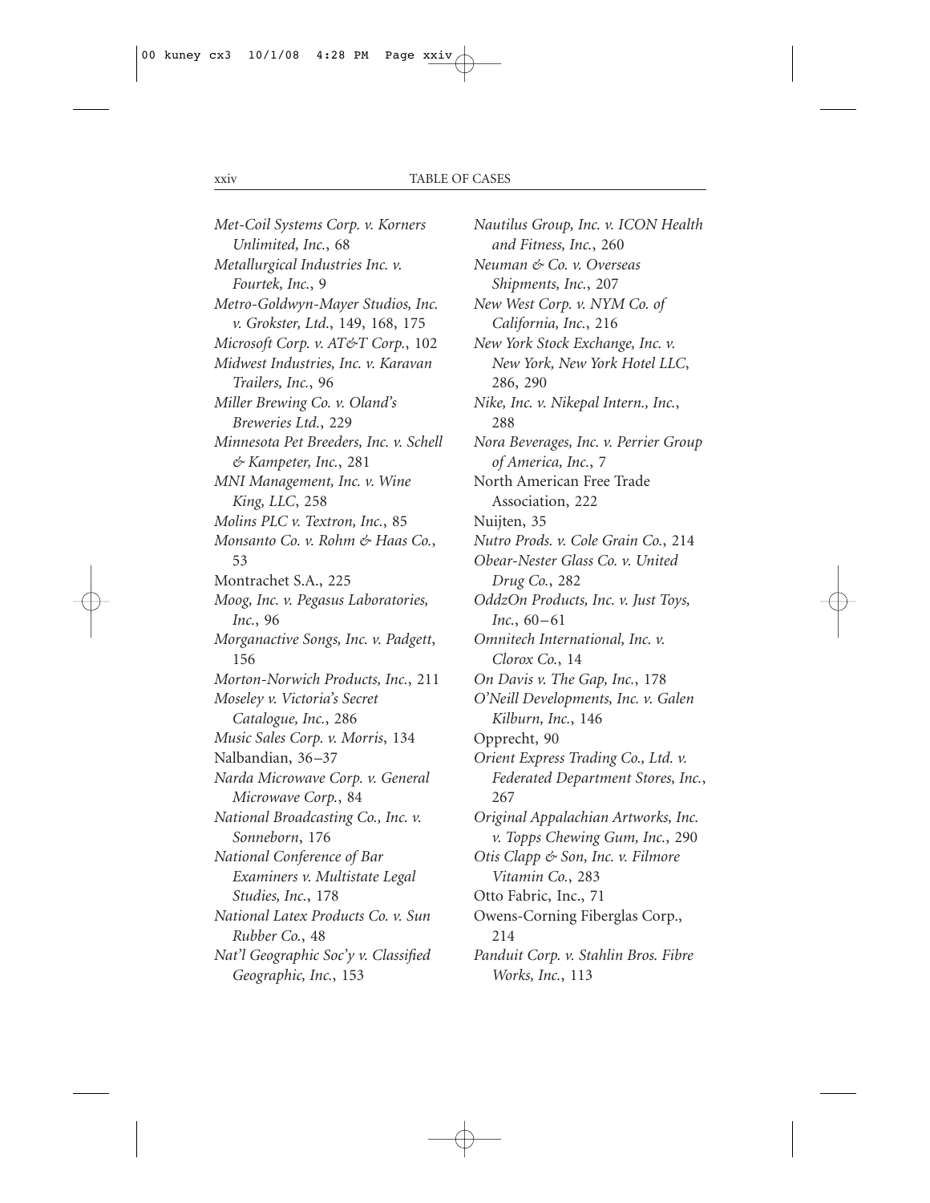*Met-Coil Systems Corp. v. Korners Unlimited, Inc.*, 68

*Metallurgical Industries Inc. v. Fourtek, Inc.*, 9

*Metro-Goldwyn-Mayer Studios, Inc. v. Grokster, Ltd.*, 149, 168, 175

*Microsoft Corp. v. AT&T Corp.*, 102

*Midwest Industries, Inc. v. Karavan Trailers, Inc.*, 96

*Miller Brewing Co. v. Oland's Breweries Ltd.*, 229

*Minnesota Pet Breeders, Inc. v. Schell & Kampeter, Inc.*, 281

*MNI Management, Inc. v. Wine King, LLC*, 258

*Molins PLC v. Textron, Inc.*, 85

*Monsanto Co. v. Rohm & Haas Co.*, 53

Montrachet S.A., 225

*Moog, Inc. v. Pegasus Laboratories, Inc.*, 96

*Morganactive Songs, Inc. v. Padgett*, 156

*Morton-Norwich Products, Inc.*, 211

*Moseley v. Victoria's Secret Catalogue, Inc.*, 286

*Music Sales Corp. v. Morris*, 134

Nalbandian, 36–37

*Narda Microwave Corp. v. General Microwave Corp.*, 84

*National Broadcasting Co., Inc. v. Sonneborn*, 176

*National Conference of Bar Examiners v. Multistate Legal Studies, Inc.*, 178

*National Latex Products Co. v. Sun Rubber Co.*, 48

*Nat'l Geographic Soc'y v. Classified Geographic, Inc.*, 153

*Nautilus Group, Inc. v. ICON Health and Fitness, Inc.*, 260

*Neuman & Co. v. Overseas Shipments, Inc.*, 207

*New West Corp. v. NYM Co. of California, Inc.*, 216

*New York Stock Exchange, Inc. v. New York, New York Hotel LLC*, 286, 290

*Nike, Inc. v. Nikepal Intern., Inc.*, 288

*Nora Beverages, Inc. v. Perrier Group of America, Inc.*, 7

North American Free Trade Association, 222

Nuijten, 35

*Nutro Prods. v. Cole Grain Co.*, 214

*Obear-Nester Glass Co. v. United Drug Co.*, 282

*OddzOn Products, Inc. v. Just Toys, Inc.*, 60–61

*Omnitech International, Inc. v. Clorox Co.*, 14

*On Davis v. The Gap, Inc.*, 178

*O'Neill Developments, Inc. v. Galen Kilburn, Inc.*, 146

Opprecht, 90

*Orient Express Trading Co., Ltd. v. Federated Department Stores, Inc.*, 267

*Original Appalachian Artworks, Inc. v. Topps Chewing Gum, Inc.*, 290

*Otis Clapp & Son, Inc. v. Filmore Vitamin Co.*, 283

Otto Fabric, Inc., 71

Owens-Corning Fiberglas Corp., 214

*Panduit Corp. v. Stahlin Bros. Fibre Works, Inc.*, 113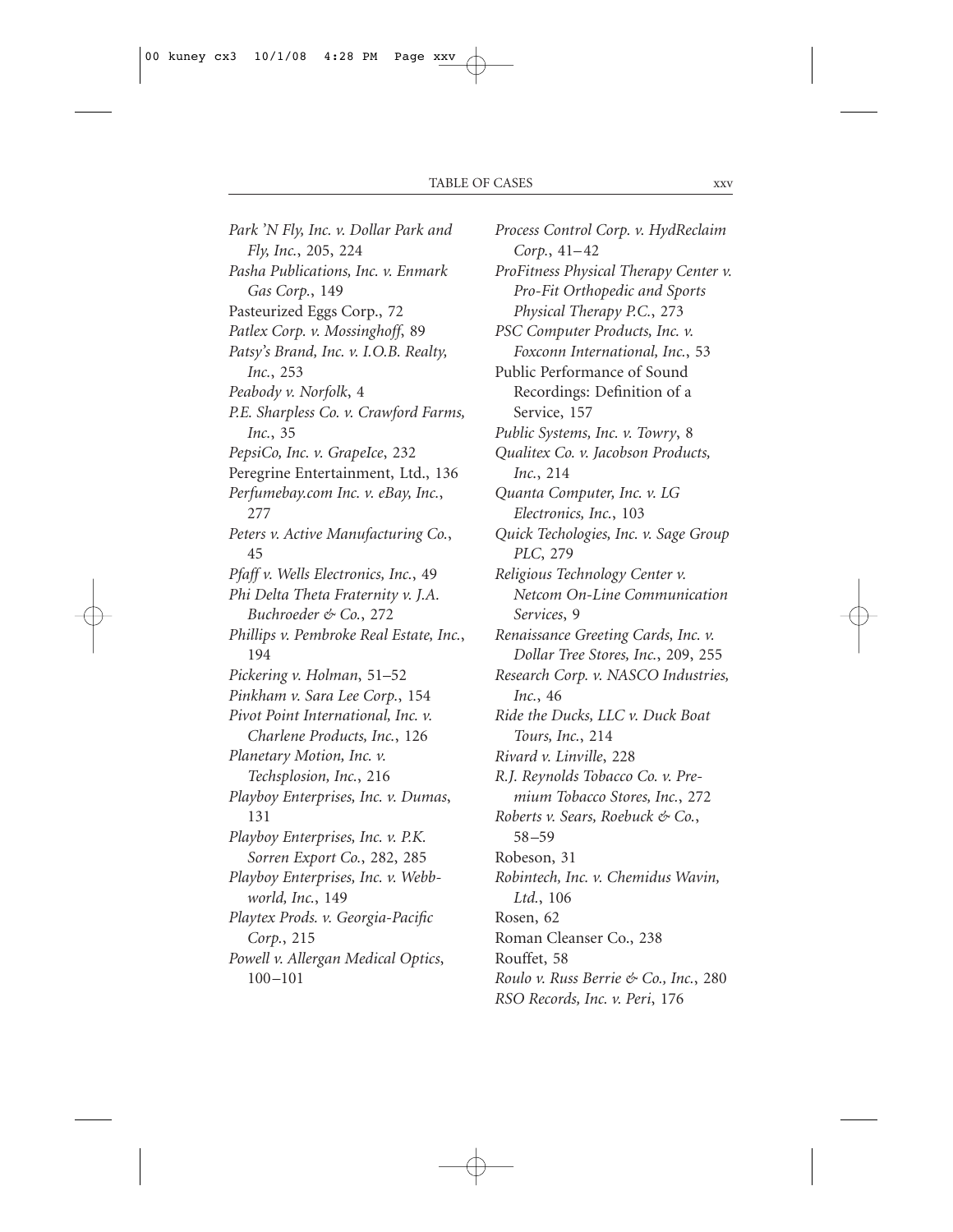*Park 'N Fly, Inc. v. Dollar Park and Fly, Inc.*, 205, 224
*Pasha Publications, Inc. v. Enmark Gas Corp.*, 149
Pasteurized Eggs Corp., 72
*Patlex Corp. v. Mossinghoff*, 89
*Patsy's Brand, Inc. v. I.O.B. Realty, Inc.*, 253
*Peabody v. Norfolk*, 4
*P.E. Sharpless Co. v. Crawford Farms, Inc.*, 35
*PepsiCo, Inc. v. GrapeIce*, 232
Peregrine Entertainment, Ltd., 136
*Perfumebay.com Inc. v. eBay, Inc.*, 277
*Peters v. Active Manufacturing Co.*, 45
*Pfaff v. Wells Electronics, Inc.*, 49
*Phi Delta Theta Fraternity v. J.A. Buchroeder & Co.*, 272
*Phillips v. Pembroke Real Estate, Inc.*, 194
*Pickering v. Holman*, 51–52
*Pinkham v. Sara Lee Corp.*, 154
*Pivot Point International, Inc. v. Charlene Products, Inc.*, 126
*Planetary Motion, Inc. v. Techsplosion, Inc.*, 216
*Playboy Enterprises, Inc. v. Dumas*, 131
*Playboy Enterprises, Inc. v. P.K. Sorren Export Co.*, 282, 285
*Playboy Enterprises, Inc. v. Webbworld, Inc.*, 149
*Playtex Prods. v. Georgia-Pacific Corp.*, 215
*Powell v. Allergan Medical Optics*, 100–101
*Process Control Corp. v. HydReclaim Corp.*, 41–42
*ProFitness Physical Therapy Center v. Pro-Fit Orthopedic and Sports Physical Therapy P.C.*, 273
*PSC Computer Products, Inc. v. Foxconn International, Inc.*, 53
Public Performance of Sound Recordings: Definition of a Service, 157
*Public Systems, Inc. v. Towry*, 8
*Qualitex Co. v. Jacobson Products, Inc.*, 214
*Quanta Computer, Inc. v. LG Electronics, Inc.*, 103
*Quick Techologies, Inc. v. Sage Group PLC*, 279
*Religious Technology Center v. Netcom On-Line Communication Services*, 9
*Renaissance Greeting Cards, Inc. v. Dollar Tree Stores, Inc.*, 209, 255
*Research Corp. v. NASCO Industries, Inc.*, 46
*Ride the Ducks, LLC v. Duck Boat Tours, Inc.*, 214
*Rivard v. Linville*, 228
*R.J. Reynolds Tobacco Co. v. Premium Tobacco Stores, Inc.*, 272
*Roberts v. Sears, Roebuck & Co.*, 58–59
Robeson, 31
*Robintech, Inc. v. Chemidus Wavin, Ltd.*, 106
Rosen, 62
Roman Cleanser Co., 238
Rouffet, 58
*Roulo v. Russ Berrie & Co., Inc.*, 280
*RSO Records, Inc. v. Peri*, 176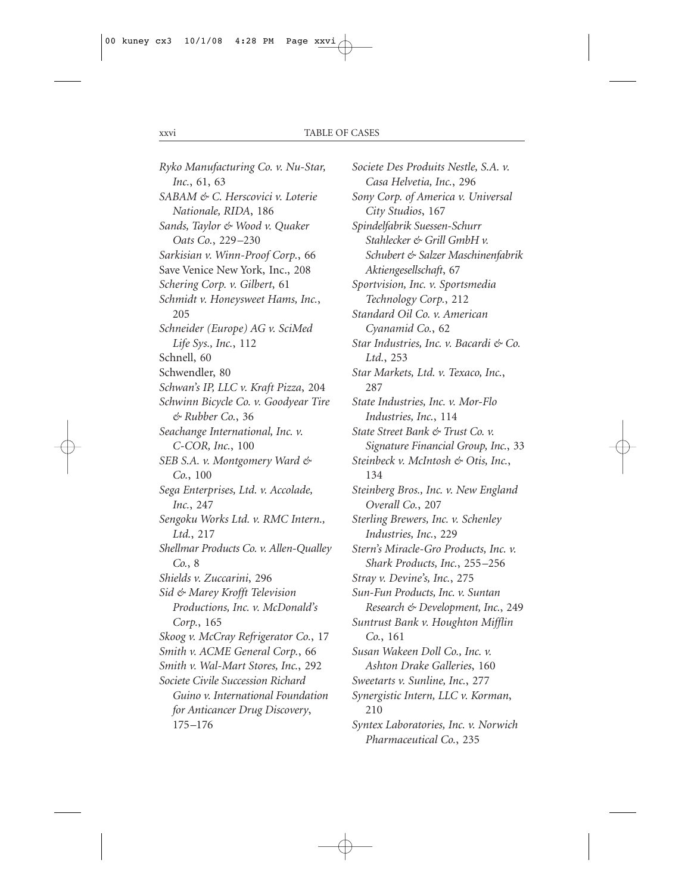*Ryko Manufacturing Co. v. Nu-Star, Inc.*, 61, 63

*SABAM & C. Herscovici v. Loterie Nationale, RIDA*, 186

*Sands, Taylor & Wood v. Quaker Oats Co.*, 229–230

*Sarkisian v. Winn-Proof Corp.*, 66

Save Venice New York, Inc., 208

*Schering Corp. v. Gilbert*, 61

*Schmidt v. Honeysweet Hams, Inc.*, 205

*Schneider (Europe) AG v. SciMed Life Sys., Inc.*, 112

Schnell, 60

Schwendler, 80

*Schwan's IP, LLC v. Kraft Pizza*, 204

*Schwinn Bicycle Co. v. Goodyear Tire & Rubber Co.*, 36

*Seachange International, Inc. v. C-COR, Inc.*, 100

*SEB S.A. v. Montgomery Ward & Co.*, 100

*Sega Enterprises, Ltd. v. Accolade, Inc.*, 247

*Sengoku Works Ltd. v. RMC Intern., Ltd.*, 217

*Shellmar Products Co. v. Allen-Qualley Co.*, 8

*Shields v. Zuccarini*, 296

*Sid & Marey Krofft Television Productions, Inc. v. McDonald's Corp.*, 165

*Skoog v. McCray Refrigerator Co.*, 17

*Smith v. ACME General Corp.*, 66

*Smith v. Wal-Mart Stores, Inc.*, 292

*Societe Civile Succession Richard Guino v. International Foundation for Anticancer Drug Discovery*, 175–176

*Societe Des Produits Nestle, S.A. v. Casa Helvetia, Inc.*, 296

*Sony Corp. of America v. Universal City Studios*, 167

*Spindelfabrik Suessen-Schurr Stahlecker & Grill GmbH v. Schubert & Salzer Maschinenfabrik Aktiengesellschaft*, 67

*Sportvision, Inc. v. Sportsmedia Technology Corp.*, 212

*Standard Oil Co. v. American Cyanamid Co.*, 62

*Star Industries, Inc. v. Bacardi & Co. Ltd.*, 253

*Star Markets, Ltd. v. Texaco, Inc.*, 287

*State Industries, Inc. v. Mor-Flo Industries, Inc.*, 114

*State Street Bank & Trust Co. v. Signature Financial Group, Inc.*, 33

*Steinbeck v. McIntosh & Otis, Inc.*, 134

*Steinberg Bros., Inc. v. New England Overall Co.*, 207

*Sterling Brewers, Inc. v. Schenley Industries, Inc.*, 229

*Stern's Miracle-Gro Products, Inc. v. Shark Products, Inc.*, 255–256

*Stray v. Devine's, Inc.*, 275

*Sun-Fun Products, Inc. v. Suntan Research & Development, Inc.*, 249

*Suntrust Bank v. Houghton Mifflin Co.*, 161

*Susan Wakeen Doll Co., Inc. v. Ashton Drake Galleries*, 160

*Sweetarts v. Sunline, Inc.*, 277

*Synergistic Intern, LLC v. Korman*, 210

*Syntex Laboratories, Inc. v. Norwich Pharmaceutical Co.*, 235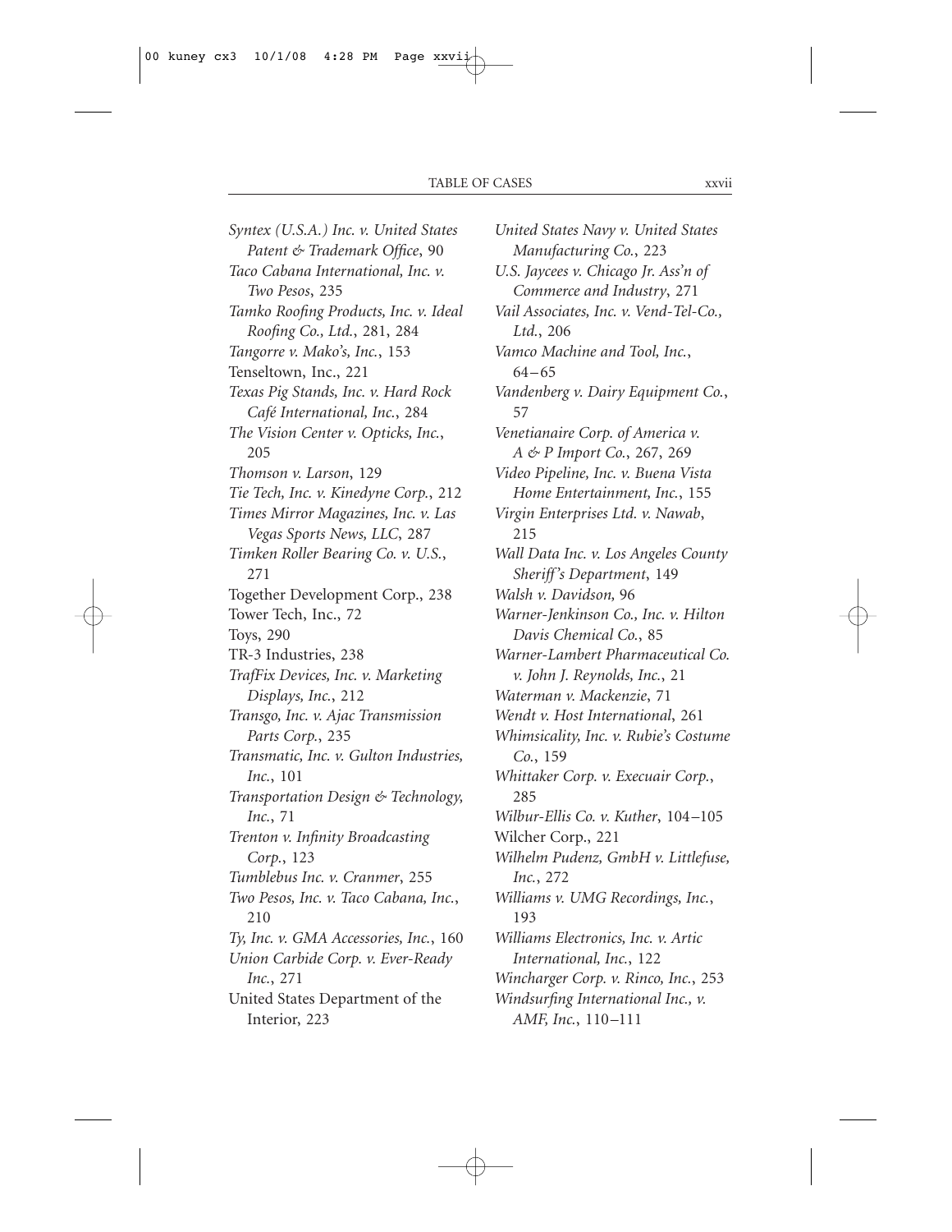*Syntex (U.S.A.) Inc. v. United States Patent & Trademark Office*, 90

*Taco Cabana International, Inc. v. Two Pesos*, 235

*Tamko Roofing Products, Inc. v. Ideal Roofing Co., Ltd.*, 281, 284

*Tangorre v. Mako's, Inc.*, 153

Tenseltown, Inc., 221

*Texas Pig Stands, Inc. v. Hard Rock Café International, Inc.*, 284

*The Vision Center v. Opticks, Inc.*, 205

*Thomson v. Larson*, 129

*Tie Tech, Inc. v. Kinedyne Corp.*, 212

*Times Mirror Magazines, Inc. v. Las Vegas Sports News, LLC*, 287

*Timken Roller Bearing Co. v. U.S.*, 271

Together Development Corp., 238

Tower Tech, Inc., 72

Toys, 290

TR-3 Industries, 238

*TrafFix Devices, Inc. v. Marketing Displays, Inc.*, 212

*Transgo, Inc. v. Ajac Transmission Parts Corp.*, 235

*Transmatic, Inc. v. Gulton Industries, Inc.*, 101

*Transportation Design & Technology, Inc.*, 71

*Trenton v. Infinity Broadcasting Corp.*, 123

*Tumblebus Inc. v. Cranmer*, 255

*Two Pesos, Inc. v. Taco Cabana, Inc.*, 210

*Ty, Inc. v. GMA Accessories, Inc.*, 160

*Union Carbide Corp. v. Ever-Ready Inc.*, 271

United States Department of the Interior, 223

*United States Navy v. United States Manufacturing Co.*, 223

*U.S. Jaycees v. Chicago Jr. Ass'n of Commerce and Industry*, 271

*Vail Associates, Inc. v. Vend-Tel-Co., Ltd.*, 206

*Vamco Machine and Tool, Inc.*, 64–65

*Vandenberg v. Dairy Equipment Co.*, 57

*Venetianaire Corp. of America v. A & P Import Co.*, 267, 269

*Video Pipeline, Inc. v. Buena Vista Home Entertainment, Inc.*, 155

*Virgin Enterprises Ltd. v. Nawab*, 215

*Wall Data Inc. v. Los Angeles County Sheriff's Department*, 149

*Walsh v. Davidson*, 96

*Warner-Jenkinson Co., Inc. v. Hilton Davis Chemical Co.*, 85

*Warner-Lambert Pharmaceutical Co. v. John J. Reynolds, Inc.*, 21

*Waterman v. Mackenzie*, 71

*Wendt v. Host International*, 261

*Whimsicality, Inc. v. Rubie's Costume Co.*, 159

*Whittaker Corp. v. Execuair Corp.*, 285

*Wilbur-Ellis Co. v. Kuther*, 104–105

Wilcher Corp., 221

*Wilhelm Pudenz, GmbH v. Littlefuse, Inc.*, 272

*Williams v. UMG Recordings, Inc.*, 193

*Williams Electronics, Inc. v. Artic International, Inc.*, 122

*Wincharger Corp. v. Rinco, Inc.*, 253

*Windsurfing International Inc., v. AMF, Inc.*, 110–111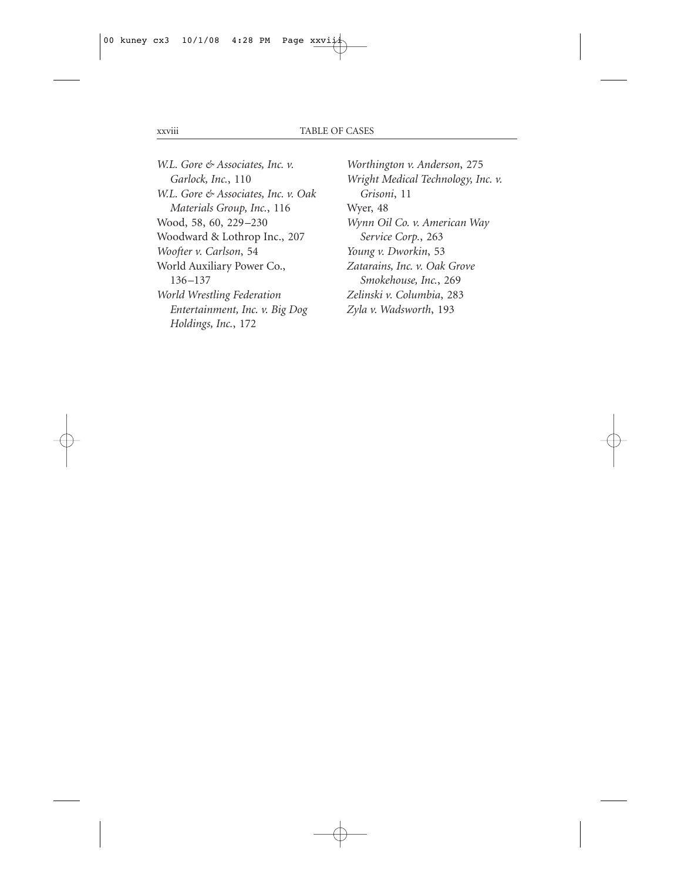*W.L. Gore & Associates, Inc. v. Garlock, Inc.*, 110
*W.L. Gore & Associates, Inc. v. Oak Materials Group, Inc.*, 116
Wood, 58, 60, 229–230
Woodward & Lothrop Inc., 207
*Woofter v. Carlson*, 54
World Auxiliary Power Co., 136–137
*World Wrestling Federation Entertainment, Inc. v. Big Dog Holdings, Inc.*, 172
*Worthington v. Anderson*, 275
*Wright Medical Technology, Inc. v. Grisoni*, 11
Wyer, 48
*Wynn Oil Co. v. American Way Service Corp.*, 263
*Young v. Dworkin*, 53
*Zatarains, Inc. v. Oak Grove Smokehouse, Inc.*, 269
*Zelinski v. Columbia*, 283
*Zyla v. Wadsworth*, 193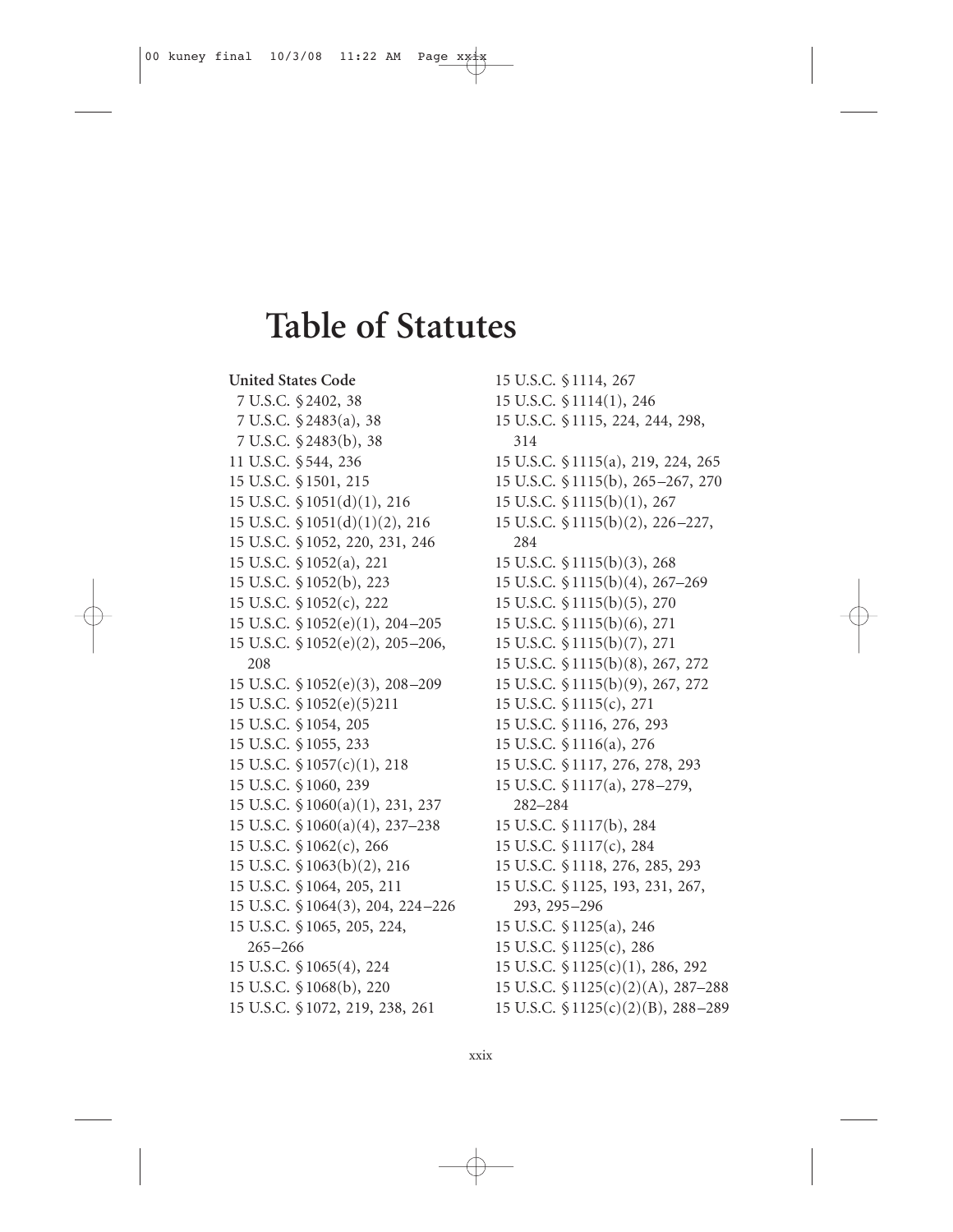# Table of Statutes

**United States Code**

7 U.S.C. § 2402, 38
7 U.S.C. § 2483(a), 38
7 U.S.C. § 2483(b), 38
11 U.S.C. § 544, 236
15 U.S.C. § 1501, 215
15 U.S.C. § 1051(d)(1), 216
15 U.S.C. § 1051(d)(1)(2), 216
15 U.S.C. § 1052, 220, 231, 246
15 U.S.C. § 1052(a), 221
15 U.S.C. § 1052(b), 223
15 U.S.C. § 1052(c), 222
15 U.S.C. § 1052(e)(1), 204–205
15 U.S.C. § 1052(e)(2), 205–206, 208
15 U.S.C. § 1052(e)(3), 208–209
15 U.S.C. § 1052(e)(5)211
15 U.S.C. § 1054, 205
15 U.S.C. § 1055, 233
15 U.S.C. § 1057(c)(1), 218
15 U.S.C. § 1060, 239
15 U.S.C. § 1060(a)(1), 231, 237
15 U.S.C. § 1060(a)(4), 237–238
15 U.S.C. § 1062(c), 266
15 U.S.C. § 1063(b)(2), 216
15 U.S.C. § 1064, 205, 211
15 U.S.C. § 1064(3), 204, 224–226
15 U.S.C. § 1065, 205, 224, 265–266
15 U.S.C. § 1065(4), 224
15 U.S.C. § 1068(b), 220
15 U.S.C. § 1072, 219, 238, 261
15 U.S.C. § 1114, 267
15 U.S.C. § 1114(1), 246
15 U.S.C. § 1115, 224, 244, 298, 314
15 U.S.C. § 1115(a), 219, 224, 265
15 U.S.C. § 1115(b), 265–267, 270
15 U.S.C. § 1115(b)(1), 267
15 U.S.C. § 1115(b)(2), 226–227, 284
15 U.S.C. § 1115(b)(3), 268
15 U.S.C. § 1115(b)(4), 267–269
15 U.S.C. § 1115(b)(5), 270
15 U.S.C. § 1115(b)(6), 271
15 U.S.C. § 1115(b)(7), 271
15 U.S.C. § 1115(b)(8), 267, 272
15 U.S.C. § 1115(b)(9), 267, 272
15 U.S.C. § 1115(c), 271
15 U.S.C. § 1116, 276, 293
15 U.S.C. § 1116(a), 276
15 U.S.C. § 1117, 276, 278, 293
15 U.S.C. § 1117(a), 278–279, 282–284
15 U.S.C. § 1117(b), 284
15 U.S.C. § 1117(c), 284
15 U.S.C. § 1118, 276, 285, 293
15 U.S.C. § 1125, 193, 231, 267, 293, 295–296
15 U.S.C. § 1125(a), 246
15 U.S.C. § 1125(c), 286
15 U.S.C. § 1125(c)(1), 286, 292
15 U.S.C. § 1125(c)(2)(A), 287–288
15 U.S.C. § 1125(c)(2)(B), 288–289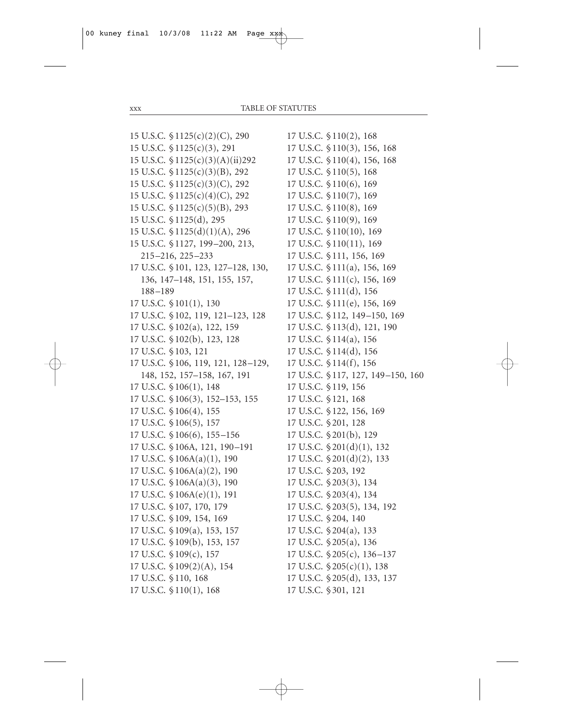15 U.S.C. § 1125(c)(2)(C), 290
15 U.S.C. § 1125(c)(3), 291
15 U.S.C. § 1125(c)(3)(A)(ii)292
15 U.S.C. § 1125(c)(3)(B), 292
15 U.S.C. § 1125(c)(3)(C), 292
15 U.S.C. § 1125(c)(4)(C), 292
15 U.S.C. § 1125(c)(5)(B), 293
15 U.S.C. § 1125(d), 295
15 U.S.C. § 1125(d)(1)(A), 296
15 U.S.C. § 1127, 199–200, 213, 215–216, 225–233
17 U.S.C. § 101, 123, 127–128, 130, 136, 147–148, 151, 155, 157, 188–189
17 U.S.C. § 101(1), 130
17 U.S.C. § 102, 119, 121–123, 128
17 U.S.C. § 102(a), 122, 159
17 U.S.C. § 102(b), 123, 128
17 U.S.C. § 103, 121
17 U.S.C. § 106, 119, 121, 128–129, 148, 152, 157–158, 167, 191
17 U.S.C. § 106(1), 148
17 U.S.C. § 106(3), 152–153, 155
17 U.S.C. § 106(4), 155
17 U.S.C. § 106(5), 157
17 U.S.C. § 106(6), 155–156
17 U.S.C. § 106A, 121, 190–191
17 U.S.C. § 106A(a)(1), 190
17 U.S.C. § 106A(a)(2), 190
17 U.S.C. § 106A(a)(3), 190
17 U.S.C. § 106A(e)(1), 191
17 U.S.C. § 107, 170, 179
17 U.S.C. § 109, 154, 169
17 U.S.C. § 109(a), 153, 157
17 U.S.C. § 109(b), 153, 157
17 U.S.C. § 109(c), 157
17 U.S.C. § 109(2)(A), 154
17 U.S.C. § 110, 168
17 U.S.C. § 110(1), 168
17 U.S.C. § 110(2), 168
17 U.S.C. § 110(3), 156, 168
17 U.S.C. § 110(4), 156, 168
17 U.S.C. § 110(5), 168
17 U.S.C. § 110(6), 169
17 U.S.C. § 110(7), 169
17 U.S.C. § 110(8), 169
17 U.S.C. § 110(9), 169
17 U.S.C. § 110(10), 169
17 U.S.C. § 110(11), 169
17 U.S.C. § 111, 156, 169
17 U.S.C. § 111(a), 156, 169
17 U.S.C. § 111(c), 156, 169
17 U.S.C. § 111(d), 156
17 U.S.C. § 111(e), 156, 169
17 U.S.C. § 112, 149–150, 169
17 U.S.C. § 113(d), 121, 190
17 U.S.C. § 114(a), 156
17 U.S.C. § 114(d), 156
17 U.S.C. § 114(f), 156
17 U.S.C. § 117, 127, 149–150, 160
17 U.S.C. § 119, 156
17 U.S.C. § 121, 168
17 U.S.C. § 122, 156, 169
17 U.S.C. § 201, 128
17 U.S.C. § 201(b), 129
17 U.S.C. § 201(d)(1), 132
17 U.S.C. § 201(d)(2), 133
17 U.S.C. § 203, 192
17 U.S.C. § 203(3), 134
17 U.S.C. § 203(4), 134
17 U.S.C. § 203(5), 134, 192
17 U.S.C. § 204, 140
17 U.S.C. § 204(a), 133
17 U.S.C. § 205(a), 136
17 U.S.C. § 205(c), 136–137
17 U.S.C. § 205(c)(1), 138
17 U.S.C. § 205(d), 133, 137
17 U.S.C. § 301, 121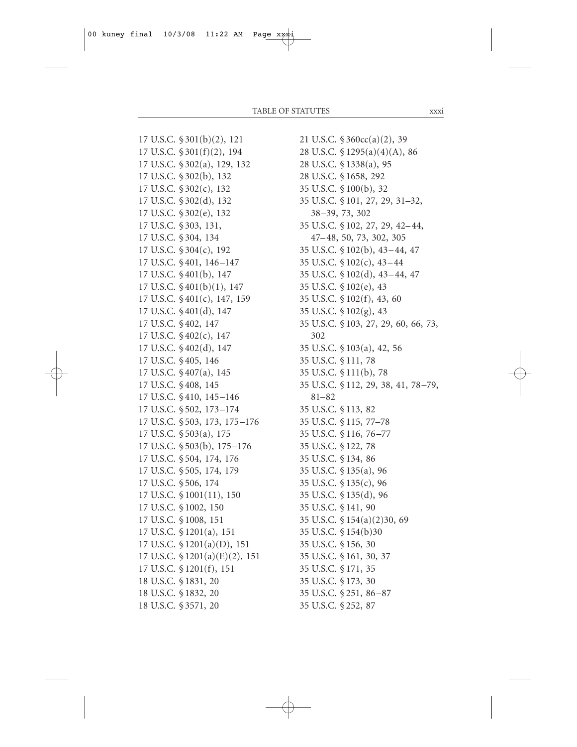17 U.S.C. § 301(b)(2), 121
17 U.S.C. § 301(f)(2), 194
17 U.S.C. § 302(a), 129, 132
17 U.S.C. § 302(b), 132
17 U.S.C. § 302(c), 132
17 U.S.C. § 302(d), 132
17 U.S.C. § 302(e), 132
17 U.S.C. § 303, 131,
17 U.S.C. § 304, 134
17 U.S.C. § 304(c), 192
17 U.S.C. § 401, 146–147
17 U.S.C. § 401(b), 147
17 U.S.C. § 401(b)(1), 147
17 U.S.C. § 401(c), 147, 159
17 U.S.C. § 401(d), 147
17 U.S.C. § 402, 147
17 U.S.C. § 402(c), 147
17 U.S.C. § 402(d), 147
17 U.S.C. § 405, 146
17 U.S.C. § 407(a), 145
17 U.S.C. § 408, 145
17 U.S.C. § 410, 145–146
17 U.S.C. § 502, 173–174
17 U.S.C. § 503, 173, 175–176
17 U.S.C. § 503(a), 175
17 U.S.C. § 503(b), 175–176
17 U.S.C. § 504, 174, 176
17 U.S.C. § 505, 174, 179
17 U.S.C. § 506, 174
17 U.S.C. § 1001(11), 150
17 U.S.C. § 1002, 150
17 U.S.C. § 1008, 151
17 U.S.C. § 1201(a), 151
17 U.S.C. § 1201(a)(D), 151
17 U.S.C. § 1201(a)(E)(2), 151
17 U.S.C. § 1201(f), 151
18 U.S.C. § 1831, 20
18 U.S.C. § 1832, 20
18 U.S.C. § 3571, 20
21 U.S.C. § 360cc(a)(2), 39
28 U.S.C. § 1295(a)(4)(A), 86
28 U.S.C. § 1338(a), 95
28 U.S.C. § 1658, 292
35 U.S.C. § 100(b), 32
35 U.S.C. § 101, 27, 29, 31–32, 38–39, 73, 302
35 U.S.C. § 102, 27, 29, 42–44, 47–48, 50, 73, 302, 305
35 U.S.C. § 102(b), 43–44, 47
35 U.S.C. § 102(c), 43–44
35 U.S.C. § 102(d), 43–44, 47
35 U.S.C. § 102(e), 43
35 U.S.C. § 102(f), 43, 60
35 U.S.C. § 102(g), 43
35 U.S.C. § 103, 27, 29, 60, 66, 73, 302
35 U.S.C. § 103(a), 42, 56
35 U.S.C. § 111, 78
35 U.S.C. § 111(b), 78
35 U.S.C. § 112, 29, 38, 41, 78–79, 81–82
35 U.S.C. § 113, 82
35 U.S.C. § 115, 77–78
35 U.S.C. § 116, 76–77
35 U.S.C. § 122, 78
35 U.S.C. § 134, 86
35 U.S.C. § 135(a), 96
35 U.S.C. § 135(c), 96
35 U.S.C. § 135(d), 96
35 U.S.C. § 141, 90
35 U.S.C. § 154(a)(2)30, 69
35 U.S.C. § 154(b)30
35 U.S.C. § 156, 30
35 U.S.C. § 161, 30, 37
35 U.S.C. § 171, 35
35 U.S.C. § 173, 30
35 U.S.C. § 251, 86–87
35 U.S.C. § 252, 87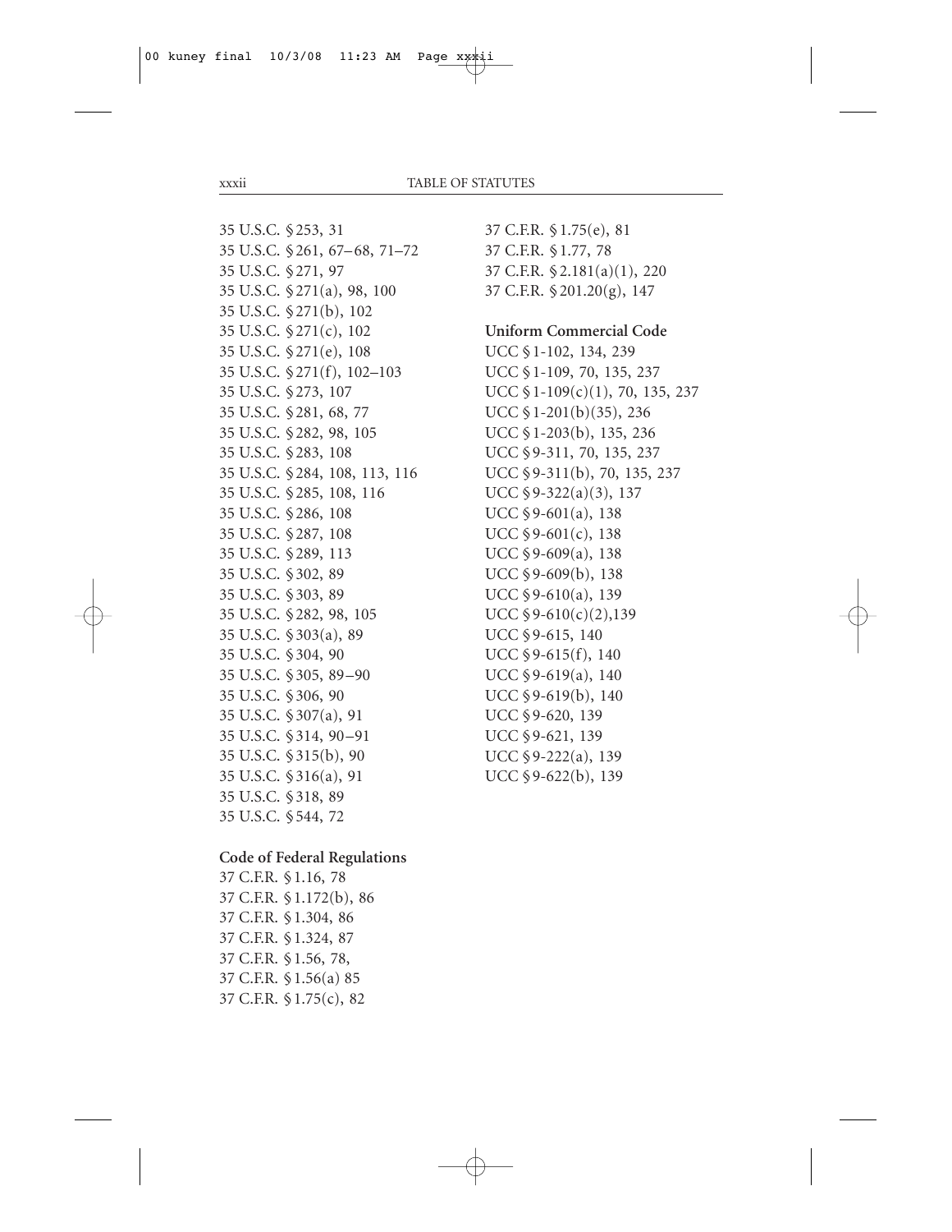35 U.S.C. § 253, 31
35 U.S.C. § 261, 67–68, 71–72
35 U.S.C. § 271, 97
35 U.S.C. § 271(a), 98, 100
35 U.S.C. § 271(b), 102
35 U.S.C. § 271(c), 102
35 U.S.C. § 271(e), 108
35 U.S.C. § 271(f), 102–103
35 U.S.C. § 273, 107
35 U.S.C. § 281, 68, 77
35 U.S.C. § 282, 98, 105
35 U.S.C. § 283, 108
35 U.S.C. § 284, 108, 113, 116
35 U.S.C. § 285, 108, 116
35 U.S.C. § 286, 108
35 U.S.C. § 287, 108
35 U.S.C. § 289, 113
35 U.S.C. § 302, 89
35 U.S.C. § 303, 89
35 U.S.C. § 282, 98, 105
35 U.S.C. § 303(a), 89
35 U.S.C. § 304, 90
35 U.S.C. § 305, 89–90
35 U.S.C. § 306, 90
35 U.S.C. § 307(a), 91
35 U.S.C. § 314, 90–91
35 U.S.C. § 315(b), 90
35 U.S.C. § 316(a), 91
35 U.S.C. § 318, 89
35 U.S.C. § 544, 72

**Code of Federal Regulations**

37 C.F.R. § 1.16, 78
37 C.F.R. § 1.172(b), 86
37 C.F.R. § 1.304, 86
37 C.F.R. § 1.324, 87
37 C.F.R. § 1.56, 78,
37 C.F.R. § 1.56(a) 85
37 C.F.R. § 1.75(c), 82
37 C.F.R. § 1.75(e), 81
37 C.F.R. § 1.77, 78
37 C.F.R. § 2.181(a)(1), 220
37 C.F.R. § 201.20(g), 147

**Uniform Commercial Code**

UCC § 1-102, 134, 239
UCC § 1-109, 70, 135, 237
UCC § 1-109(c)(1), 70, 135, 237
UCC § 1-201(b)(35), 236
UCC § 1-203(b), 135, 236
UCC § 9-311, 70, 135, 237
UCC § 9-311(b), 70, 135, 237
UCC § 9-322(a)(3), 137
UCC § 9-601(a), 138
UCC § 9-601(c), 138
UCC § 9-609(a), 138
UCC § 9-609(b), 138
UCC § 9-610(a), 139
UCC § 9-610(c)(2),139
UCC § 9-615, 140
UCC § 9-615(f), 140
UCC § 9-619(a), 140
UCC § 9-619(b), 140
UCC § 9-620, 139
UCC § 9-621, 139
UCC § 9-222(a), 139
UCC § 9-622(b), 139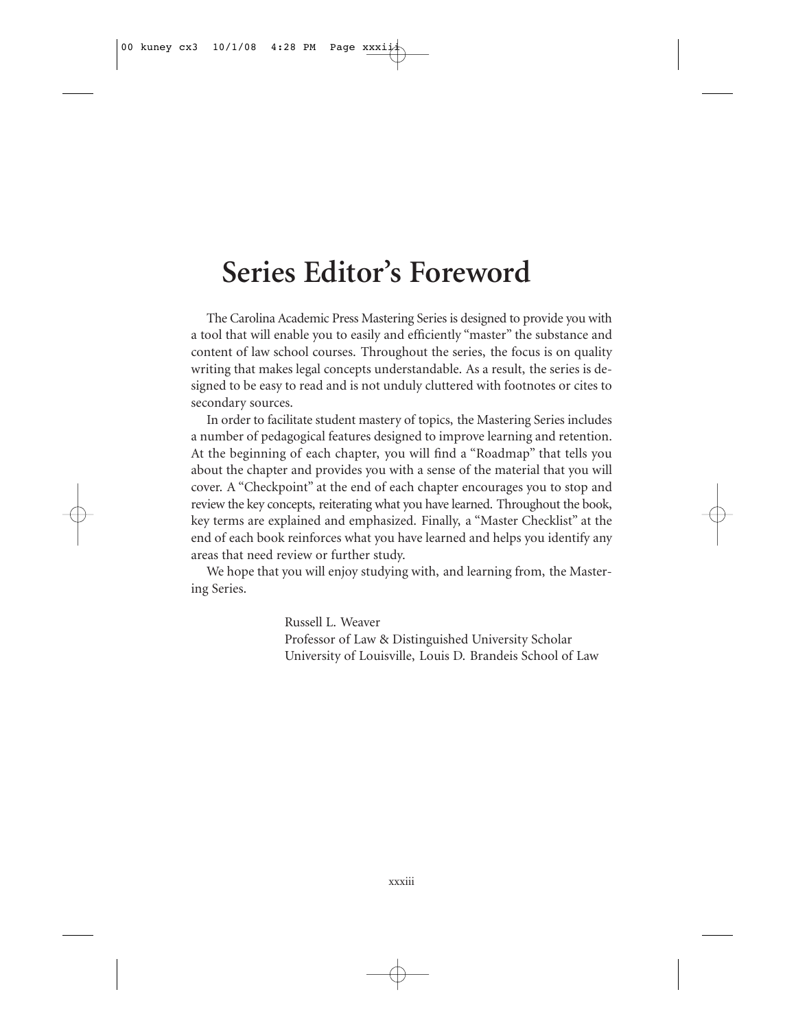# Series Editor's Foreword

The Carolina Academic Press Mastering Series is designed to provide you with a tool that will enable you to easily and efficiently "master" the substance and content of law school courses. Throughout the series, the focus is on quality writing that makes legal concepts understandable. As a result, the series is designed to be easy to read and is not unduly cluttered with footnotes or cites to secondary sources.

In order to facilitate student mastery of topics, the Mastering Series includes a number of pedagogical features designed to improve learning and retention. At the beginning of each chapter, you will find a "Roadmap" that tells you about the chapter and provides you with a sense of the material that you will cover. A "Checkpoint" at the end of each chapter encourages you to stop and review the key concepts, reiterating what you have learned. Throughout the book, key terms are explained and emphasized. Finally, a "Master Checklist" at the end of each book reinforces what you have learned and helps you identify any areas that need review or further study.

We hope that you will enjoy studying with, and learning from, the Mastering Series.

Russell L. Weaver
Professor of Law & Distinguished University Scholar
University of Louisville, Louis D. Brandeis School of Law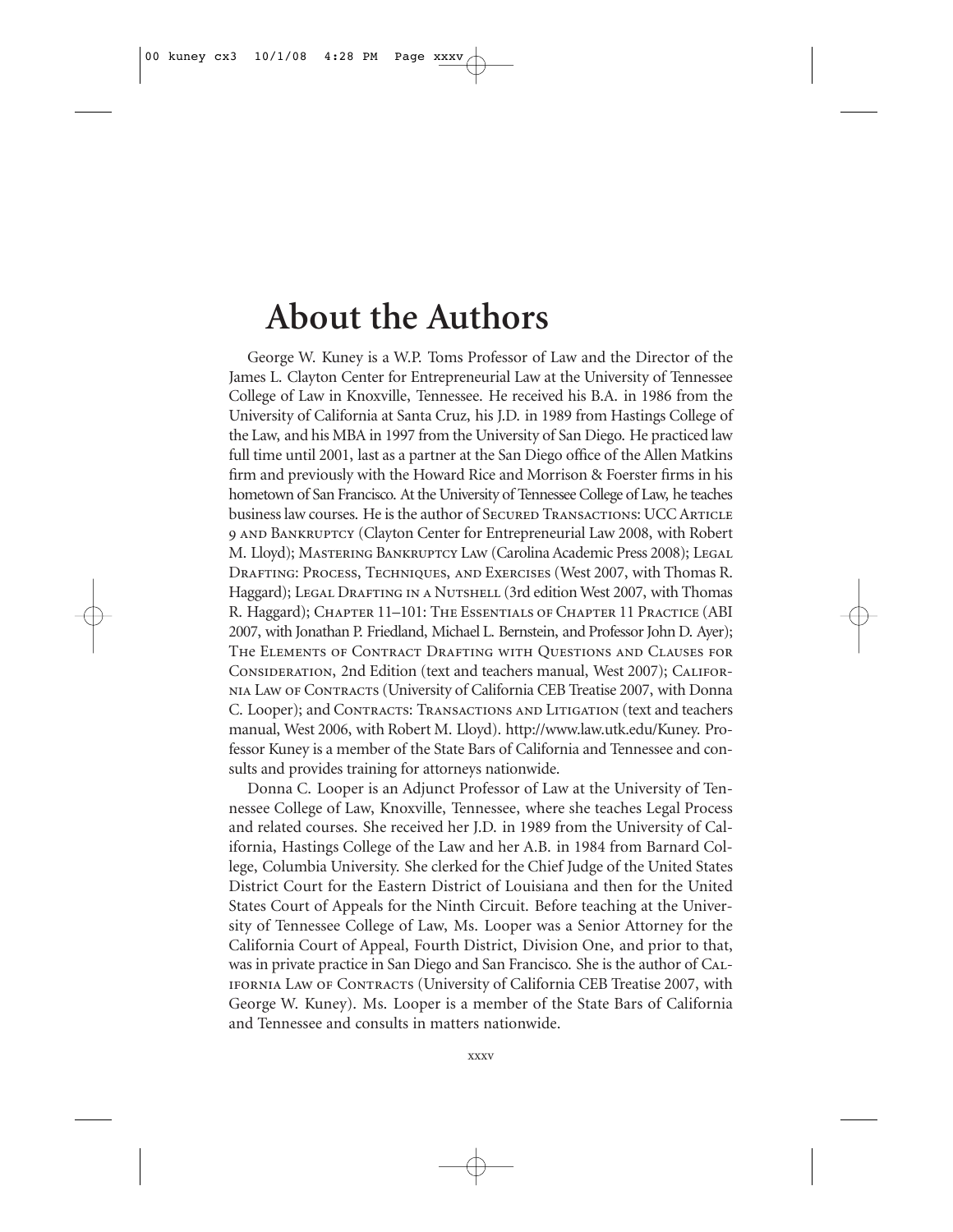# About the Authors

George W. Kuney is a W.P. Toms Professor of Law and the Director of the James L. Clayton Center for Entrepreneurial Law at the University of Tennessee College of Law in Knoxville, Tennessee. He received his B.A. in 1986 from the University of California at Santa Cruz, his J.D. in 1989 from Hastings College of the Law, and his MBA in 1997 from the University of San Diego. He practiced law full time until 2001, last as a partner at the San Diego office of the Allen Matkins firm and previously with the Howard Rice and Morrison & Foerster firms in his hometown of San Francisco. At the University of Tennessee College of Law, he teaches business law courses. He is the author of Secured Transactions: UCC Article 9 and Bankruptcy (Clayton Center for Entrepreneurial Law 2008, with Robert M. Lloyd); Mastering Bankruptcy Law (Carolina Academic Press 2008); Legal Drafting: Process, Techniques, and Exercises (West 2007, with Thomas R. Haggard); Legal Drafting in a Nutshell (3rd edition West 2007, with Thomas R. Haggard); Chapter 11–101: The Essentials of Chapter 11 Practice (ABI 2007, with Jonathan P. Friedland, Michael L. Bernstein, and Professor John D. Ayer); The Elements of Contract Drafting with Questions and Clauses for Consideration, 2nd Edition (text and teachers manual, West 2007); California Law of Contracts (University of California CEB Treatise 2007, with Donna C. Looper); and Contracts: Transactions and Litigation (text and teachers manual, West 2006, with Robert M. Lloyd). http://www.law.utk.edu/Kuney. Professor Kuney is a member of the State Bars of California and Tennessee and consults and provides training for attorneys nationwide.

Donna C. Looper is an Adjunct Professor of Law at the University of Tennessee College of Law, Knoxville, Tennessee, where she teaches Legal Process and related courses. She received her J.D. in 1989 from the University of California, Hastings College of the Law and her A.B. in 1984 from Barnard College, Columbia University. She clerked for the Chief Judge of the United States District Court for the Eastern District of Louisiana and then for the United States Court of Appeals for the Ninth Circuit. Before teaching at the University of Tennessee College of Law, Ms. Looper was a Senior Attorney for the California Court of Appeal, Fourth District, Division One, and prior to that, was in private practice in San Diego and San Francisco. She is the author of California Law of Contracts (University of California CEB Treatise 2007, with George W. Kuney). Ms. Looper is a member of the State Bars of California and Tennessee and consults in matters nationwide.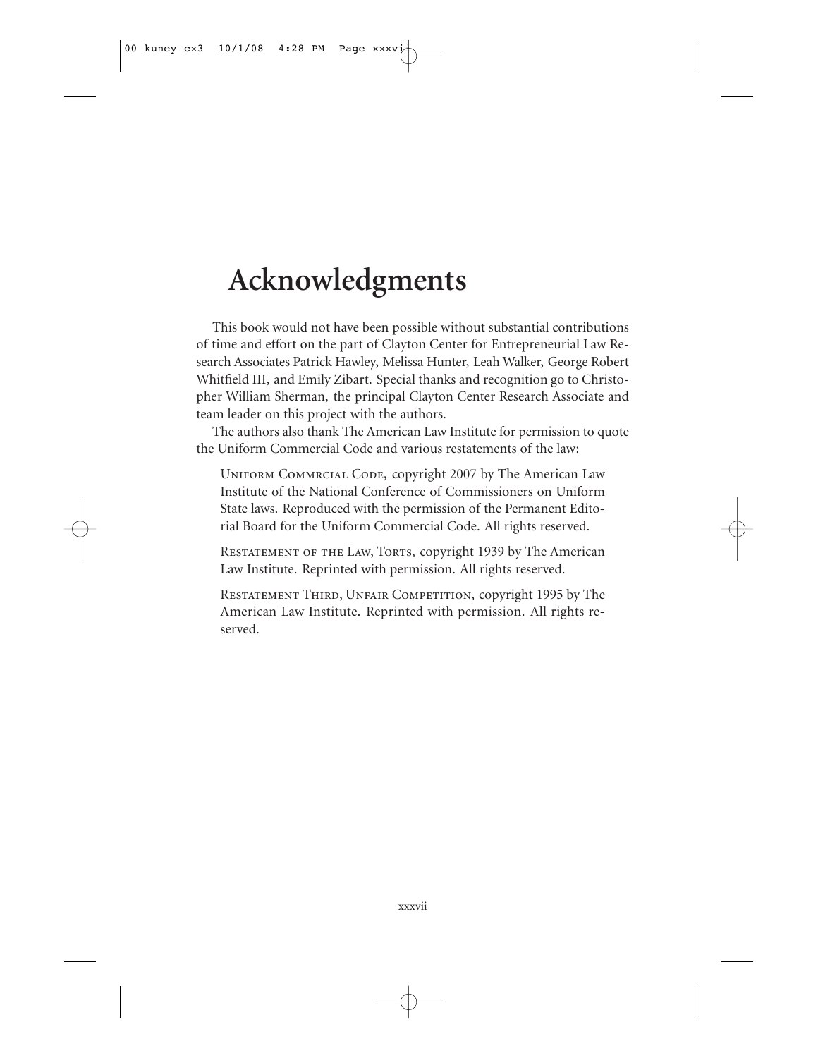# Acknowledgments

This book would not have been possible without substantial contributions of time and effort on the part of Clayton Center for Entrepreneurial Law Research Associates Patrick Hawley, Melissa Hunter, Leah Walker, George Robert Whitfield III, and Emily Zibart. Special thanks and recognition go to Christopher William Sherman, the principal Clayton Center Research Associate and team leader on this project with the authors.

The authors also thank The American Law Institute for permission to quote the Uniform Commercial Code and various restatements of the law:

> Uniform Commrcial Code, copyright 2007 by The American Law Institute of the National Conference of Commissioners on Uniform State laws. Reproduced with the permission of the Permanent Editorial Board for the Uniform Commercial Code. All rights reserved.
>
> Restatement of the Law, Torts, copyright 1939 by The American Law Institute. Reprinted with permission. All rights reserved.
>
> Restatement Third, Unfair Competition, copyright 1995 by The American Law Institute. Reprinted with permission. All rights reserved.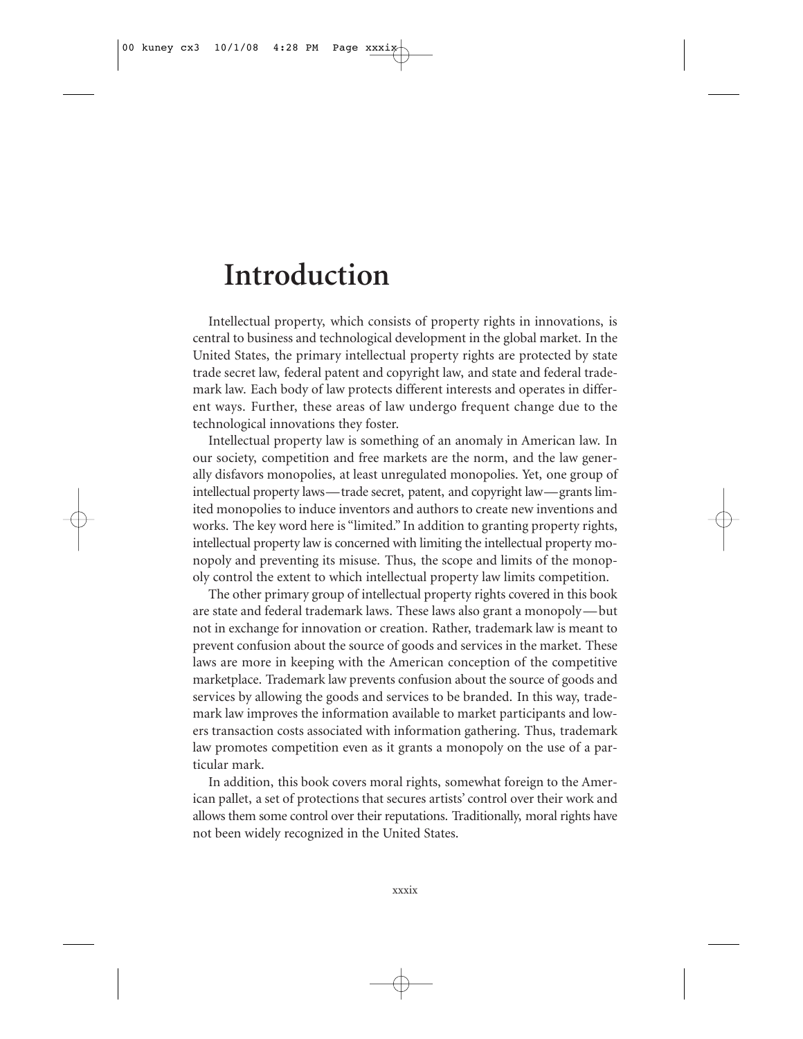# Introduction

Intellectual property, which consists of property rights in innovations, is central to business and technological development in the global market. In the United States, the primary intellectual property rights are protected by state trade secret law, federal patent and copyright law, and state and federal trademark law. Each body of law protects different interests and operates in different ways. Further, these areas of law undergo frequent change due to the technological innovations they foster.

Intellectual property law is something of an anomaly in American law. In our society, competition and free markets are the norm, and the law generally disfavors monopolies, at least unregulated monopolies. Yet, one group of intellectual property laws—trade secret, patent, and copyright law—grants limited monopolies to induce inventors and authors to create new inventions and works. The key word here is "limited." In addition to granting property rights, intellectual property law is concerned with limiting the intellectual property monopoly and preventing its misuse. Thus, the scope and limits of the monopoly control the extent to which intellectual property law limits competition.

The other primary group of intellectual property rights covered in this book are state and federal trademark laws. These laws also grant a monopoly—but not in exchange for innovation or creation. Rather, trademark law is meant to prevent confusion about the source of goods and services in the market. These laws are more in keeping with the American conception of the competitive marketplace. Trademark law prevents confusion about the source of goods and services by allowing the goods and services to be branded. In this way, trademark law improves the information available to market participants and lowers transaction costs associated with information gathering. Thus, trademark law promotes competition even as it grants a monopoly on the use of a particular mark.

In addition, this book covers moral rights, somewhat foreign to the American pallet, a set of protections that secures artists' control over their work and allows them some control over their reputations. Traditionally, moral rights have not been widely recognized in the United States.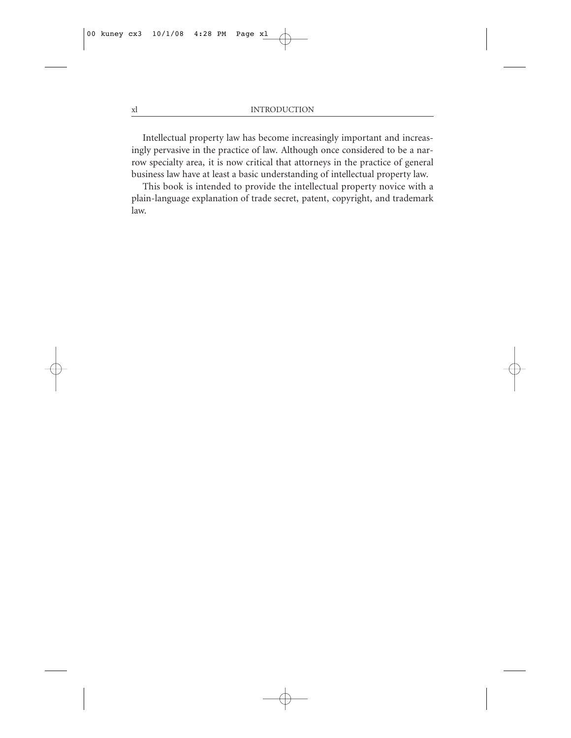Intellectual property law has become increasingly important and increasingly pervasive in the practice of law. Although once considered to be a narrow specialty area, it is now critical that attorneys in the practice of general business law have at least a basic understanding of intellectual property law.

This book is intended to provide the intellectual property novice with a plain-language explanation of trade secret, patent, copyright, and trademark law.